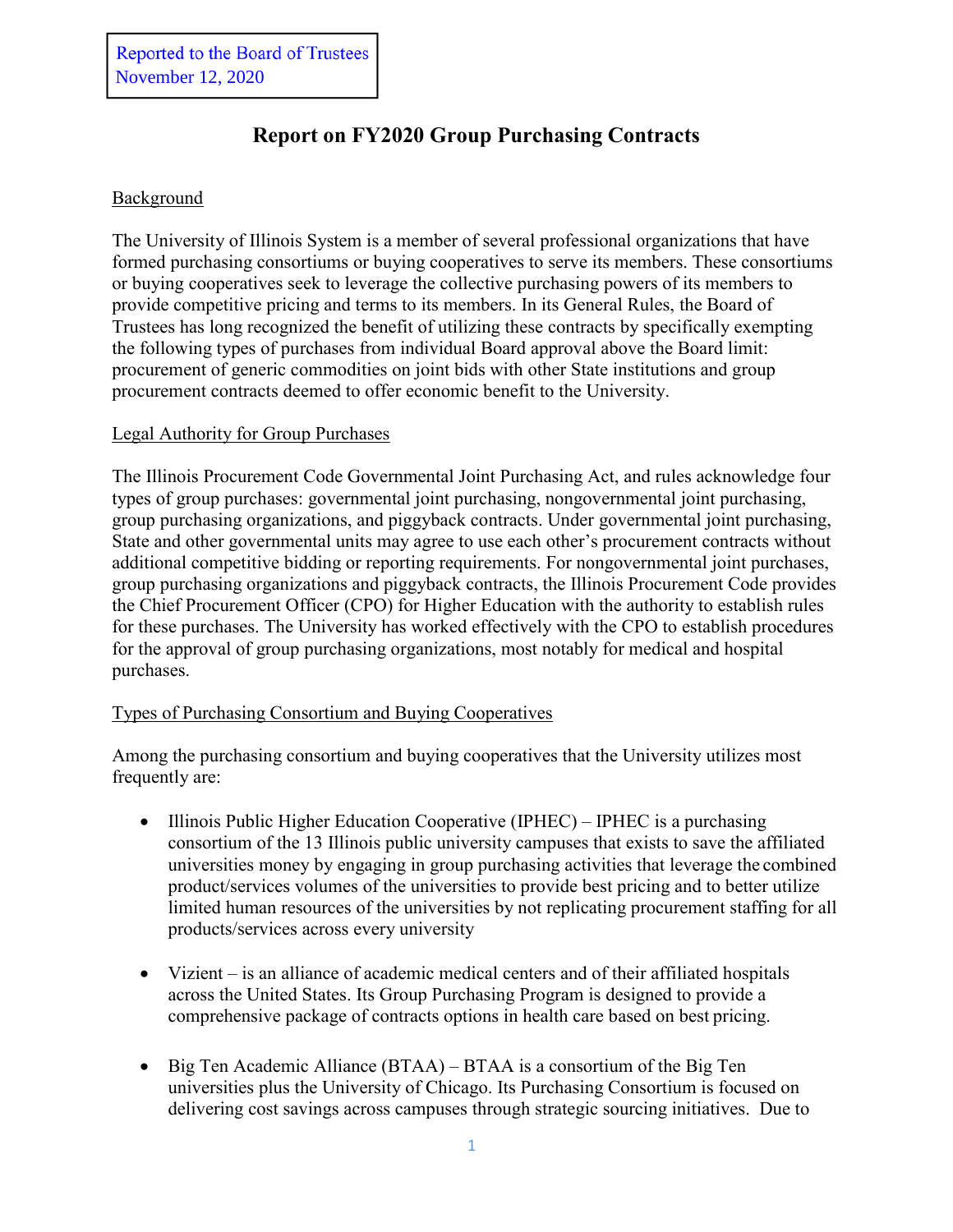Reported to the Board of Trustees
November 12, 2020

# Report on FY2020 Group Purchasing Contracts

## Background

The University of Illinois System is a member of several professional organizations that have formed purchasing consortiums or buying cooperatives to serve its members. These consortiums or buying cooperatives seek to leverage the collective purchasing powers of its members to provide competitive pricing and terms to its members. In its General Rules, the Board of Trustees has long recognized the benefit of utilizing these contracts by specifically exempting the following types of purchases from individual Board approval above the Board limit: procurement of generic commodities on joint bids with other State institutions and group procurement contracts deemed to offer economic benefit to the University.

## Legal Authority for Group Purchases

The Illinois Procurement Code Governmental Joint Purchasing Act, and rules acknowledge four types of group purchases: governmental joint purchasing, nongovernmental joint purchasing, group purchasing organizations, and piggyback contracts. Under governmental joint purchasing, State and other governmental units may agree to use each other's procurement contracts without additional competitive bidding or reporting requirements. For nongovernmental joint purchases, group purchasing organizations and piggyback contracts, the Illinois Procurement Code provides the Chief Procurement Officer (CPO) for Higher Education with the authority to establish rules for these purchases. The University has worked effectively with the CPO to establish procedures for the approval of group purchasing organizations, most notably for medical and hospital purchases.

## Types of Purchasing Consortium and Buying Cooperatives

Among the purchasing consortium and buying cooperatives that the University utilizes most frequently are:

- Illinois Public Higher Education Cooperative (IPHEC) – IPHEC is a purchasing consortium of the 13 Illinois public university campuses that exists to save the affiliated universities money by engaging in group purchasing activities that leverage the combined product/services volumes of the universities to provide best pricing and to better utilize limited human resources of the universities by not replicating procurement staffing for all products/services across every university

- Vizient – is an alliance of academic medical centers and of their affiliated hospitals across the United States. Its Group Purchasing Program is designed to provide a comprehensive package of contracts options in health care based on best pricing.

- Big Ten Academic Alliance (BTAA) – BTAA is a consortium of the Big Ten universities plus the University of Chicago. Its Purchasing Consortium is focused on delivering cost savings across campuses through strategic sourcing initiatives. Due to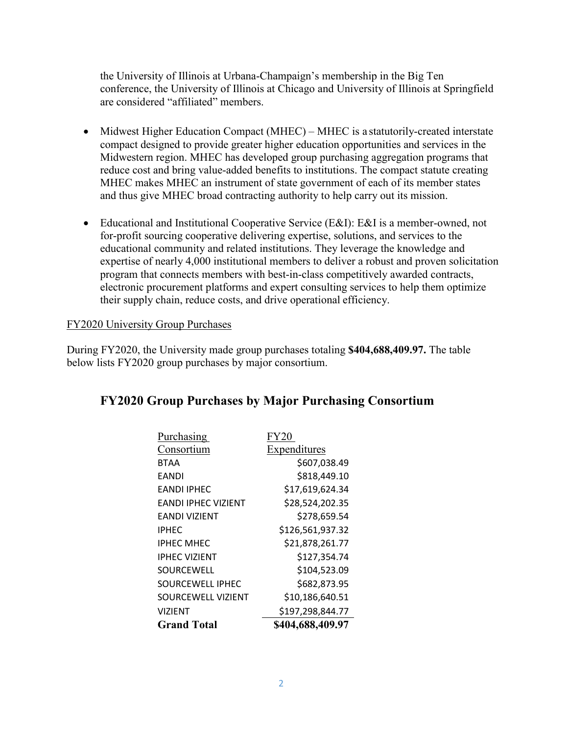the University of Illinois at Urbana-Champaign's membership in the Big Ten conference, the University of Illinois at Chicago and University of Illinois at Springfield are considered "affiliated" members.

- Midwest Higher Education Compact (MHEC) – MHEC is a statutorily-created interstate compact designed to provide greater higher education opportunities and services in the Midwestern region. MHEC has developed group purchasing aggregation programs that reduce cost and bring value-added benefits to institutions. The compact statute creating MHEC makes MHEC an instrument of state government of each of its member states and thus give MHEC broad contracting authority to help carry out its mission.

- Educational and Institutional Cooperative Service (E&I): E&I is a member-owned, not for-profit sourcing cooperative delivering expertise, solutions, and services to the educational community and related institutions. They leverage the knowledge and expertise of nearly 4,000 institutional members to deliver a robust and proven solicitation program that connects members with best-in-class competitively awarded contracts, electronic procurement platforms and expert consulting services to help them optimize their supply chain, reduce costs, and drive operational efficiency.

FY2020 University Group Purchases

During FY2020, the University made group purchases totaling **$404,688,409.97.** The table below lists FY2020 group purchases by major consortium.

## FY2020 Group Purchases by Major Purchasing Consortium

| Purchasing Consortium | FY20 Expenditures |
|---|---|
| BTAA | $607,038.49 |
| EANDI | $818,449.10 |
| EANDI IPHEC | $17,619,624.34 |
| EANDI IPHEC VIZIENT | $28,524,202.35 |
| EANDI VIZIENT | $278,659.54 |
| IPHEC | $126,561,937.32 |
| IPHEC MHEC | $21,878,261.77 |
| IPHEC VIZIENT | $127,354.74 |
| SOURCEWELL | $104,523.09 |
| SOURCEWELL IPHEC | $682,873.95 |
| SOURCEWELL VIZIENT | $10,186,640.51 |
| VIZIENT | $197,298,844.77 |
| **Grand Total** | **$404,688,409.97** |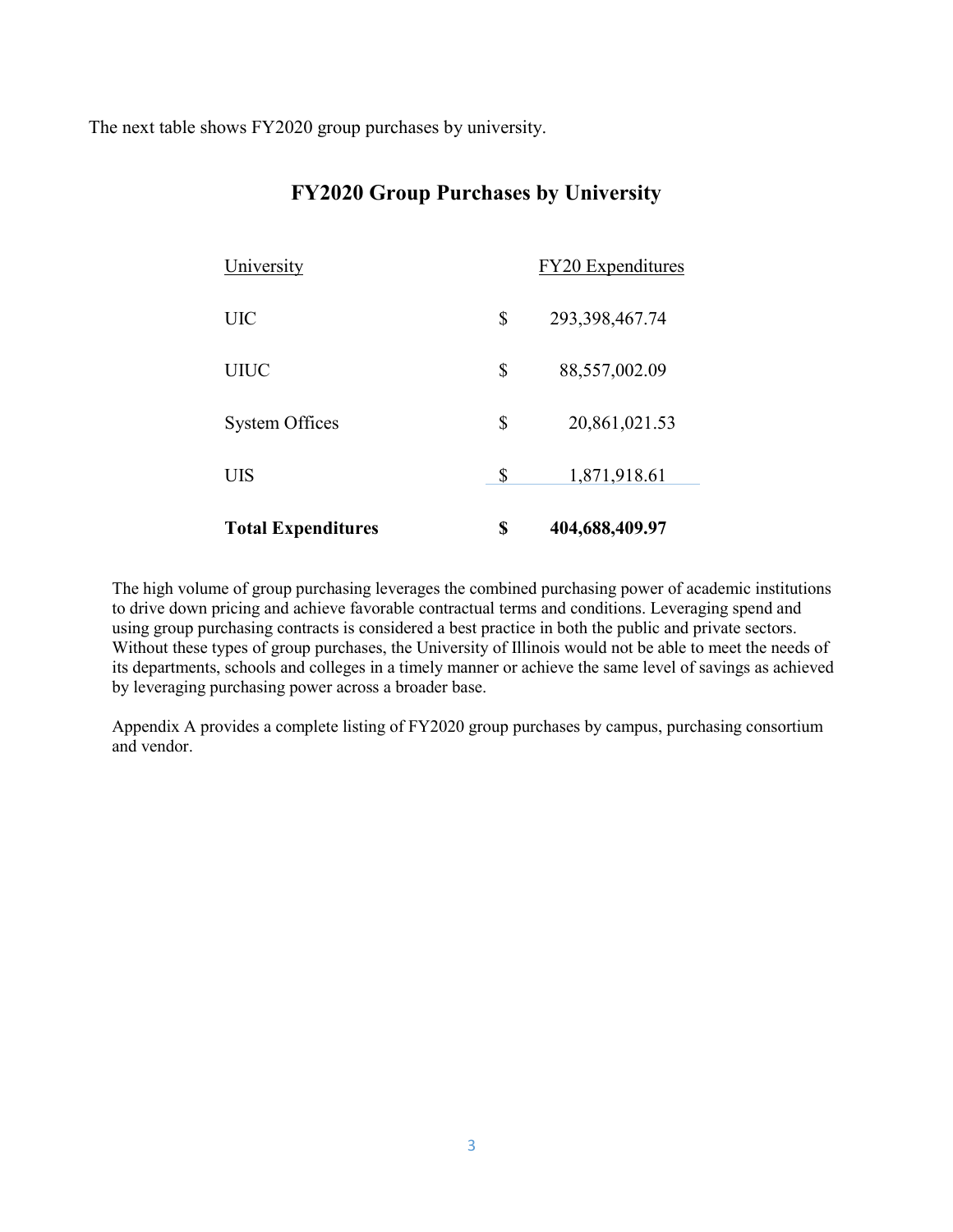The next table shows FY2020 group purchases by university.

## FY2020 Group Purchases by University

| University | FY20 Expenditures |
|---|---|
| UIC | $ 293,398,467.74 |
| UIUC | $ 88,557,002.09 |
| System Offices | $ 20,861,021.53 |
| UIS | $ 1,871,918.61 |
| **Total Expenditures** | **$ 404,688,409.97** |

The high volume of group purchasing leverages the combined purchasing power of academic institutions to drive down pricing and achieve favorable contractual terms and conditions. Leveraging spend and using group purchasing contracts is considered a best practice in both the public and private sectors. Without these types of group purchases, the University of Illinois would not be able to meet the needs of its departments, schools and colleges in a timely manner or achieve the same level of savings as achieved by leveraging purchasing power across a broader base.

Appendix A provides a complete listing of FY2020 group purchases by campus, purchasing consortium and vendor.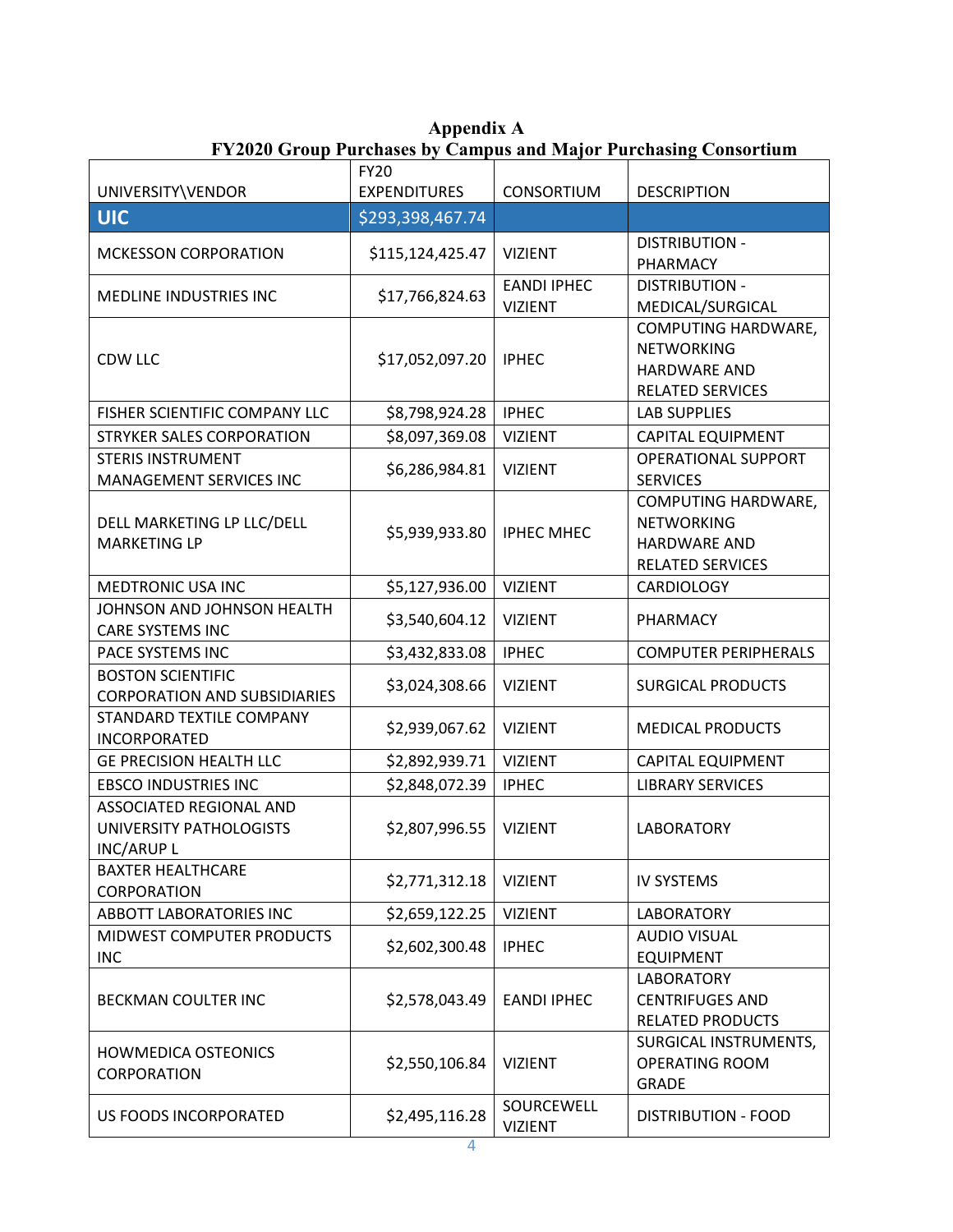# Appendix A

## FY2020 Group Purchases by Campus and Major Purchasing Consortium

| UNIVERSITY\VENDOR | FY20 EXPENDITURES | CONSORTIUM | DESCRIPTION |
|---|---|---|---|
| **UIC** | $293,398,467.74 | | |
| MCKESSON CORPORATION | $115,124,425.47 | VIZIENT | DISTRIBUTION - PHARMACY |
| MEDLINE INDUSTRIES INC | $17,766,824.63 | EANDI IPHEC VIZIENT | DISTRIBUTION - MEDICAL/SURGICAL |
| CDW LLC | $17,052,097.20 | IPHEC | COMPUTING HARDWARE, NETWORKING HARDWARE AND RELATED SERVICES |
| FISHER SCIENTIFIC COMPANY LLC | $8,798,924.28 | IPHEC | LAB SUPPLIES |
| STRYKER SALES CORPORATION | $8,097,369.08 | VIZIENT | CAPITAL EQUIPMENT |
| STERIS INSTRUMENT MANAGEMENT SERVICES INC | $6,286,984.81 | VIZIENT | OPERATIONAL SUPPORT SERVICES |
| DELL MARKETING LP LLC/DELL MARKETING LP | $5,939,933.80 | IPHEC MHEC | COMPUTING HARDWARE, NETWORKING HARDWARE AND RELATED SERVICES |
| MEDTRONIC USA INC | $5,127,936.00 | VIZIENT | CARDIOLOGY |
| JOHNSON AND JOHNSON HEALTH CARE SYSTEMS INC | $3,540,604.12 | VIZIENT | PHARMACY |
| PACE SYSTEMS INC | $3,432,833.08 | IPHEC | COMPUTER PERIPHERALS |
| BOSTON SCIENTIFIC CORPORATION AND SUBSIDIARIES | $3,024,308.66 | VIZIENT | SURGICAL PRODUCTS |
| STANDARD TEXTILE COMPANY INCORPORATED | $2,939,067.62 | VIZIENT | MEDICAL PRODUCTS |
| GE PRECISION HEALTH LLC | $2,892,939.71 | VIZIENT | CAPITAL EQUIPMENT |
| EBSCO INDUSTRIES INC | $2,848,072.39 | IPHEC | LIBRARY SERVICES |
| ASSOCIATED REGIONAL AND UNIVERSITY PATHOLOGISTS INC/ARUP L | $2,807,996.55 | VIZIENT | LABORATORY |
| BAXTER HEALTHCARE CORPORATION | $2,771,312.18 | VIZIENT | IV SYSTEMS |
| ABBOTT LABORATORIES INC | $2,659,122.25 | VIZIENT | LABORATORY |
| MIDWEST COMPUTER PRODUCTS INC | $2,602,300.48 | IPHEC | AUDIO VISUAL EQUIPMENT |
| BECKMAN COULTER INC | $2,578,043.49 | EANDI IPHEC | LABORATORY CENTRIFUGES AND RELATED PRODUCTS |
| HOWMEDICA OSTEONICS CORPORATION | $2,550,106.84 | VIZIENT | SURGICAL INSTRUMENTS, OPERATING ROOM GRADE |
| US FOODS INCORPORATED | $2,495,116.28 | SOURCEWELL VIZIENT | DISTRIBUTION - FOOD |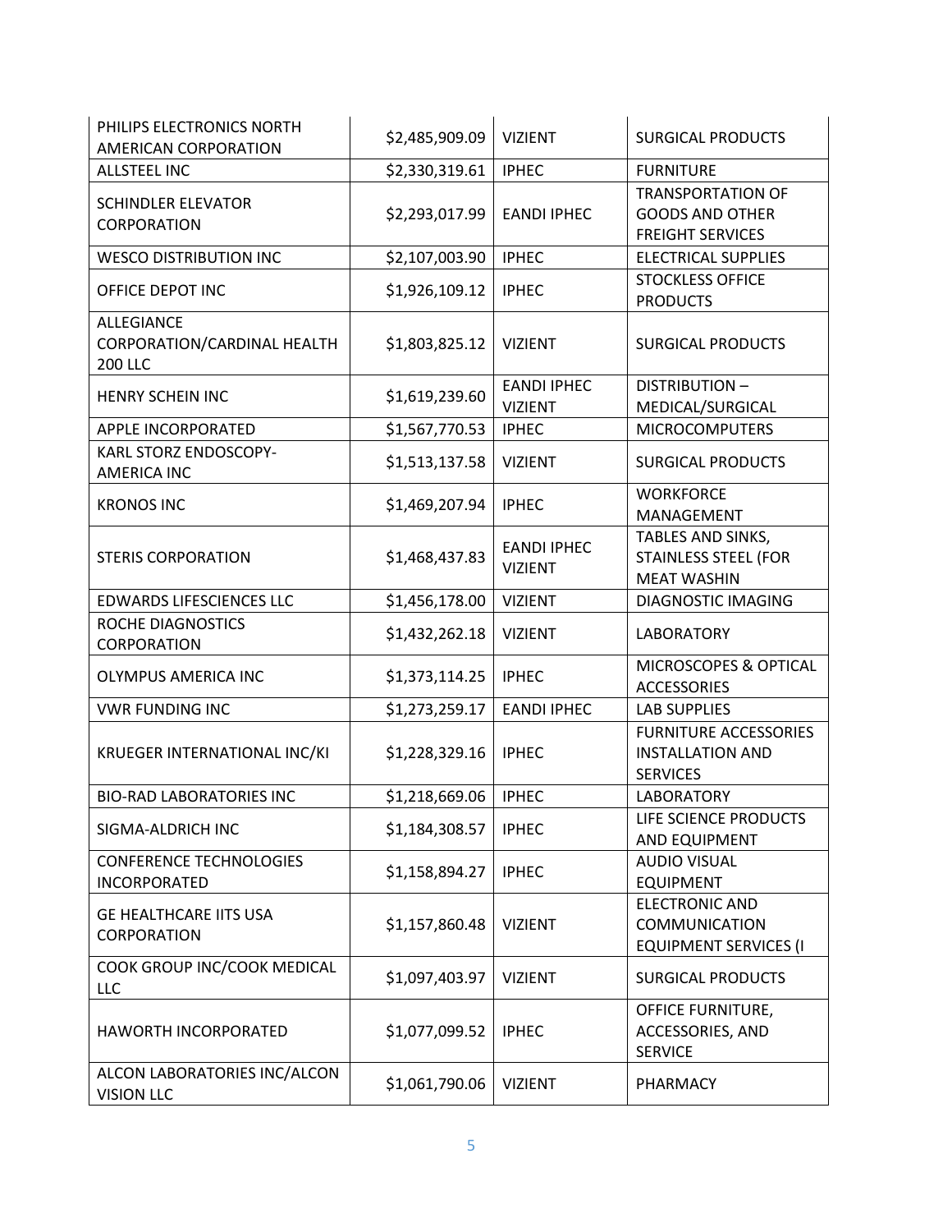| PHILIPS ELECTRONICS NORTH AMERICAN CORPORATION | $2,485,909.09 | VIZIENT | SURGICAL PRODUCTS |
|---|---|---|---|
| ALLSTEEL INC | $2,330,319.61 | IPHEC | FURNITURE |
| SCHINDLER ELEVATOR CORPORATION | $2,293,017.99 | EANDI IPHEC | TRANSPORTATION OF GOODS AND OTHER FREIGHT SERVICES |
| WESCO DISTRIBUTION INC | $2,107,003.90 | IPHEC | ELECTRICAL SUPPLIES |
| OFFICE DEPOT INC | $1,926,109.12 | IPHEC | STOCKLESS OFFICE PRODUCTS |
| ALLEGIANCE CORPORATION/CARDINAL HEALTH 200 LLC | $1,803,825.12 | VIZIENT | SURGICAL PRODUCTS |
| HENRY SCHEIN INC | $1,619,239.60 | EANDI IPHEC VIZIENT | DISTRIBUTION – MEDICAL/SURGICAL |
| APPLE INCORPORATED | $1,567,770.53 | IPHEC | MICROCOMPUTERS |
| KARL STORZ ENDOSCOPY-AMERICA INC | $1,513,137.58 | VIZIENT | SURGICAL PRODUCTS |
| KRONOS INC | $1,469,207.94 | IPHEC | WORKFORCE MANAGEMENT |
| STERIS CORPORATION | $1,468,437.83 | EANDI IPHEC VIZIENT | TABLES AND SINKS, STAINLESS STEEL (FOR MEAT WASHIN |
| EDWARDS LIFESCIENCES LLC | $1,456,178.00 | VIZIENT | DIAGNOSTIC IMAGING |
| ROCHE DIAGNOSTICS CORPORATION | $1,432,262.18 | VIZIENT | LABORATORY |
| OLYMPUS AMERICA INC | $1,373,114.25 | IPHEC | MICROSCOPES & OPTICAL ACCESSORIES |
| VWR FUNDING INC | $1,273,259.17 | EANDI IPHEC | LAB SUPPLIES |
| KRUEGER INTERNATIONAL INC/KI | $1,228,329.16 | IPHEC | FURNITURE ACCESSORIES INSTALLATION AND SERVICES |
| BIO-RAD LABORATORIES INC | $1,218,669.06 | IPHEC | LABORATORY |
| SIGMA-ALDRICH INC | $1,184,308.57 | IPHEC | LIFE SCIENCE PRODUCTS AND EQUIPMENT |
| CONFERENCE TECHNOLOGIES INCORPORATED | $1,158,894.27 | IPHEC | AUDIO VISUAL EQUIPMENT |
| GE HEALTHCARE IITS USA CORPORATION | $1,157,860.48 | VIZIENT | ELECTRONIC AND COMMUNICATION EQUIPMENT SERVICES (I |
| COOK GROUP INC/COOK MEDICAL LLC | $1,097,403.97 | VIZIENT | SURGICAL PRODUCTS |
| HAWORTH INCORPORATED | $1,077,099.52 | IPHEC | OFFICE FURNITURE, ACCESSORIES, AND SERVICE |
| ALCON LABORATORIES INC/ALCON VISION LLC | $1,061,790.06 | VIZIENT | PHARMACY |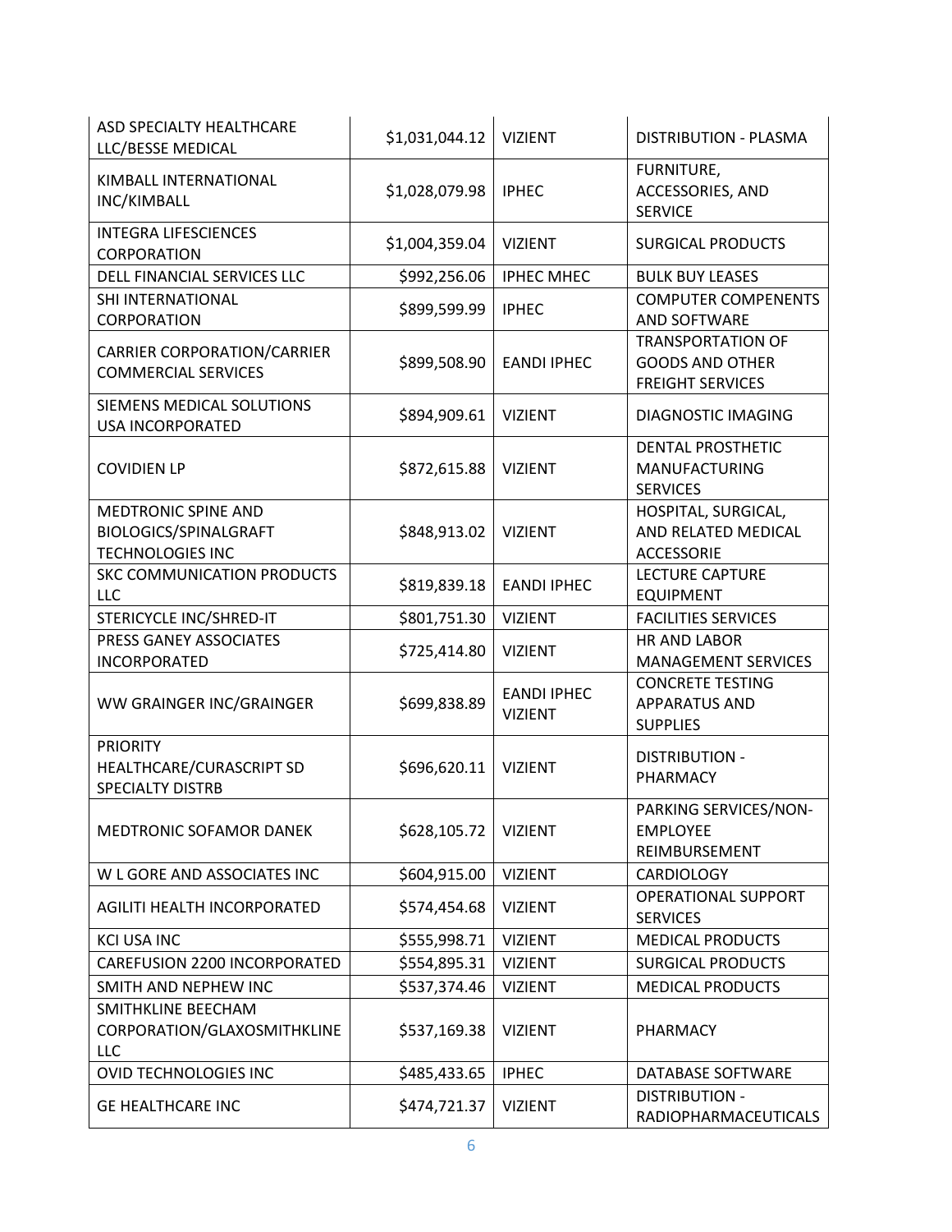| ASD SPECIALTY HEALTHCARE LLC/BESSE MEDICAL | $1,031,044.12 | VIZIENT | DISTRIBUTION - PLASMA |
|---|---|---|---|
| KIMBALL INTERNATIONAL INC/KIMBALL | $1,028,079.98 | IPHEC | FURNITURE, ACCESSORIES, AND SERVICE |
| INTEGRA LIFESCIENCES CORPORATION | $1,004,359.04 | VIZIENT | SURGICAL PRODUCTS |
| DELL FINANCIAL SERVICES LLC | $992,256.06 | IPHEC MHEC | BULK BUY LEASES |
| SHI INTERNATIONAL CORPORATION | $899,599.99 | IPHEC | COMPUTER COMPENENTS AND SOFTWARE |
| CARRIER CORPORATION/CARRIER COMMERCIAL SERVICES | $899,508.90 | EANDI IPHEC | TRANSPORTATION OF GOODS AND OTHER FREIGHT SERVICES |
| SIEMENS MEDICAL SOLUTIONS USA INCORPORATED | $894,909.61 | VIZIENT | DIAGNOSTIC IMAGING |
| COVIDIEN LP | $872,615.88 | VIZIENT | DENTAL PROSTHETIC MANUFACTURING SERVICES |
| MEDTRONIC SPINE AND BIOLOGICS/SPINALGRAFT TECHNOLOGIES INC | $848,913.02 | VIZIENT | HOSPITAL, SURGICAL, AND RELATED MEDICAL ACCESSORIE |
| SKC COMMUNICATION PRODUCTS LLC | $819,839.18 | EANDI IPHEC | LECTURE CAPTURE EQUIPMENT |
| STERICYCLE INC/SHRED-IT | $801,751.30 | VIZIENT | FACILITIES SERVICES |
| PRESS GANEY ASSOCIATES INCORPORATED | $725,414.80 | VIZIENT | HR AND LABOR MANAGEMENT SERVICES |
| WW GRAINGER INC/GRAINGER | $699,838.89 | EANDI IPHEC VIZIENT | CONCRETE TESTING APPARATUS AND SUPPLIES |
| PRIORITY HEALTHCARE/CURASCRIPT SD SPECIALTY DISTRB | $696,620.11 | VIZIENT | DISTRIBUTION - PHARMACY |
| MEDTRONIC SOFAMOR DANEK | $628,105.72 | VIZIENT | PARKING SERVICES/NON-EMPLOYEE REIMBURSEMENT |
| W L GORE AND ASSOCIATES INC | $604,915.00 | VIZIENT | CARDIOLOGY |
| AGILITI HEALTH INCORPORATED | $574,454.68 | VIZIENT | OPERATIONAL SUPPORT SERVICES |
| KCI USA INC | $555,998.71 | VIZIENT | MEDICAL PRODUCTS |
| CAREFUSION 2200 INCORPORATED | $554,895.31 | VIZIENT | SURGICAL PRODUCTS |
| SMITH AND NEPHEW INC | $537,374.46 | VIZIENT | MEDICAL PRODUCTS |
| SMITHKLINE BEECHAM CORPORATION/GLAXOSMITHKLINE LLC | $537,169.38 | VIZIENT | PHARMACY |
| OVID TECHNOLOGIES INC | $485,433.65 | IPHEC | DATABASE SOFTWARE |
| GE HEALTHCARE INC | $474,721.37 | VIZIENT | DISTRIBUTION - RADIOPHARMACEUTICALS |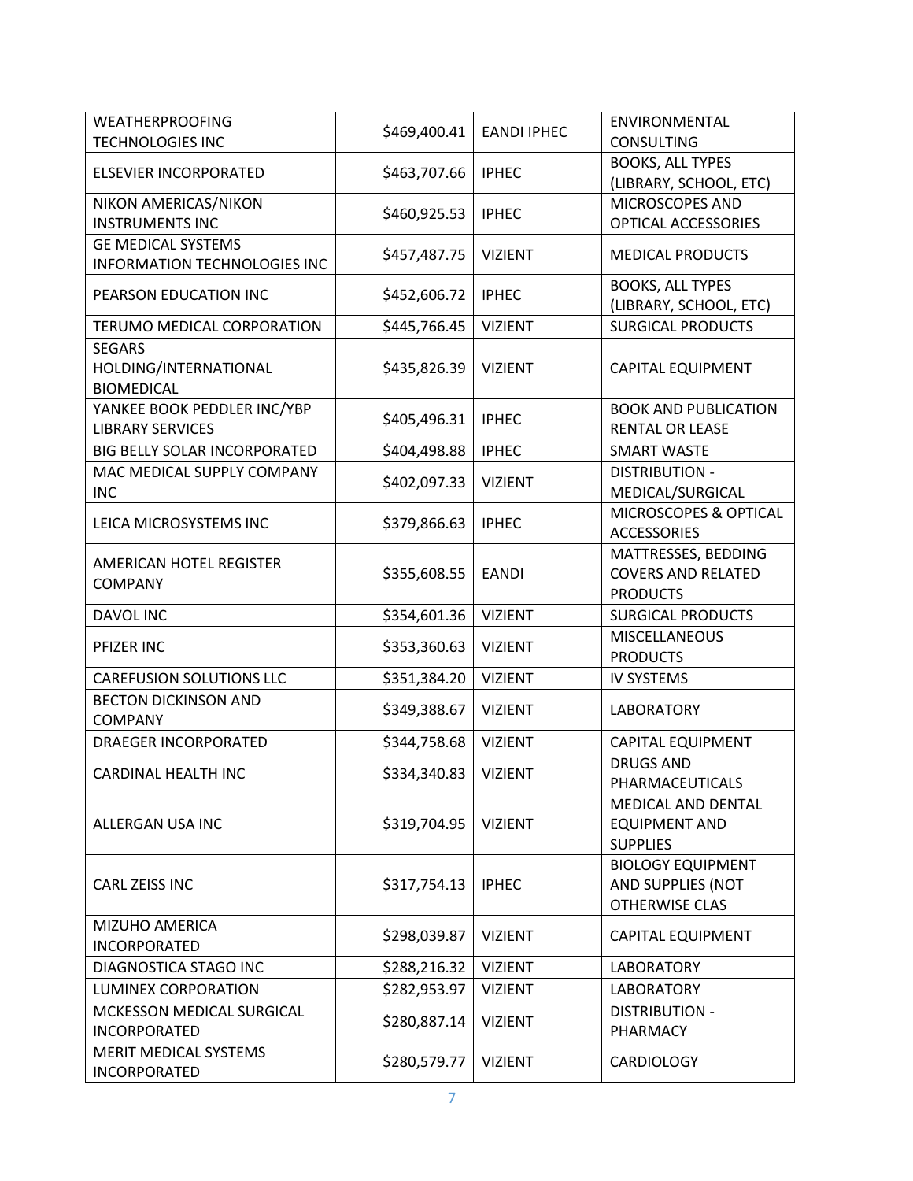| | | | |
|---|---|---|---|
| WEATHERPROOFING TECHNOLOGIES INC | $469,400.41 | EANDI IPHEC | ENVIRONMENTAL CONSULTING |
| ELSEVIER INCORPORATED | $463,707.66 | IPHEC | BOOKS, ALL TYPES (LIBRARY, SCHOOL, ETC) |
| NIKON AMERICAS/NIKON INSTRUMENTS INC | $460,925.53 | IPHEC | MICROSCOPES AND OPTICAL ACCESSORIES |
| GE MEDICAL SYSTEMS INFORMATION TECHNOLOGIES INC | $457,487.75 | VIZIENT | MEDICAL PRODUCTS |
| PEARSON EDUCATION INC | $452,606.72 | IPHEC | BOOKS, ALL TYPES (LIBRARY, SCHOOL, ETC) |
| TERUMO MEDICAL CORPORATION | $445,766.45 | VIZIENT | SURGICAL PRODUCTS |
| SEGARS HOLDING/INTERNATIONAL BIOMEDICAL | $435,826.39 | VIZIENT | CAPITAL EQUIPMENT |
| YANKEE BOOK PEDDLER INC/YBP LIBRARY SERVICES | $405,496.31 | IPHEC | BOOK AND PUBLICATION RENTAL OR LEASE |
| BIG BELLY SOLAR INCORPORATED | $404,498.88 | IPHEC | SMART WASTE |
| MAC MEDICAL SUPPLY COMPANY INC | $402,097.33 | VIZIENT | DISTRIBUTION - MEDICAL/SURGICAL |
| LEICA MICROSYSTEMS INC | $379,866.63 | IPHEC | MICROSCOPES & OPTICAL ACCESSORIES |
| AMERICAN HOTEL REGISTER COMPANY | $355,608.55 | EANDI | MATTRESSES, BEDDING COVERS AND RELATED PRODUCTS |
| DAVOL INC | $354,601.36 | VIZIENT | SURGICAL PRODUCTS |
| PFIZER INC | $353,360.63 | VIZIENT | MISCELLANEOUS PRODUCTS |
| CAREFUSION SOLUTIONS LLC | $351,384.20 | VIZIENT | IV SYSTEMS |
| BECTON DICKINSON AND COMPANY | $349,388.67 | VIZIENT | LABORATORY |
| DRAEGER INCORPORATED | $344,758.68 | VIZIENT | CAPITAL EQUIPMENT |
| CARDINAL HEALTH INC | $334,340.83 | VIZIENT | DRUGS AND PHARMACEUTICALS |
| ALLERGAN USA INC | $319,704.95 | VIZIENT | MEDICAL AND DENTAL EQUIPMENT AND SUPPLIES |
| CARL ZEISS INC | $317,754.13 | IPHEC | BIOLOGY EQUIPMENT AND SUPPLIES (NOT OTHERWISE CLAS |
| MIZUHO AMERICA INCORPORATED | $298,039.87 | VIZIENT | CAPITAL EQUIPMENT |
| DIAGNOSTICA STAGO INC | $288,216.32 | VIZIENT | LABORATORY |
| LUMINEX CORPORATION | $282,953.97 | VIZIENT | LABORATORY |
| MCKESSON MEDICAL SURGICAL INCORPORATED | $280,887.14 | VIZIENT | DISTRIBUTION - PHARMACY |
| MERIT MEDICAL SYSTEMS INCORPORATED | $280,579.77 | VIZIENT | CARDIOLOGY |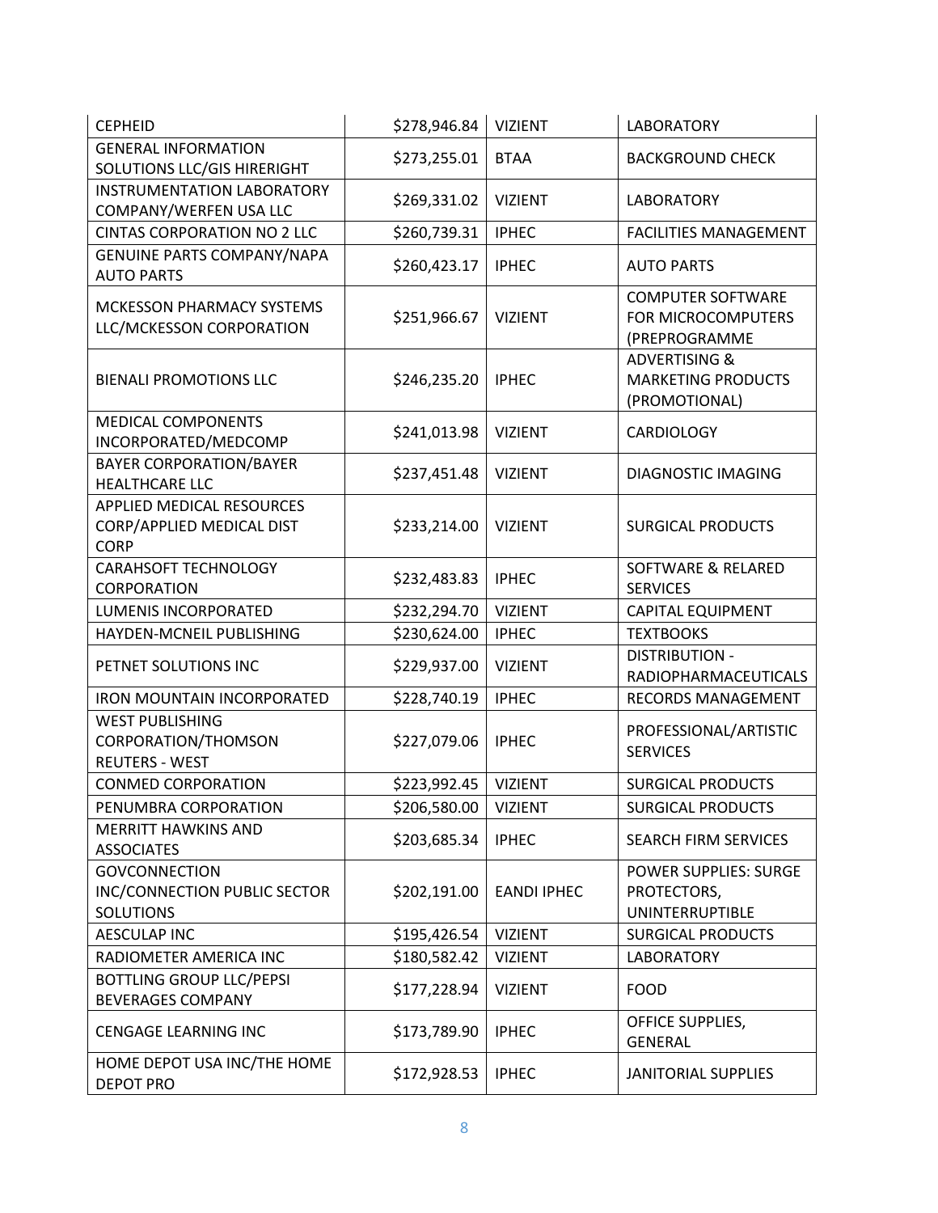| CEPHEID | $278,946.84 | VIZIENT | LABORATORY |
|---|---|---|---|
| GENERAL INFORMATION SOLUTIONS LLC/GIS HIRERIGHT | $273,255.01 | BTAA | BACKGROUND CHECK |
| INSTRUMENTATION LABORATORY COMPANY/WERFEN USA LLC | $269,331.02 | VIZIENT | LABORATORY |
| CINTAS CORPORATION NO 2 LLC | $260,739.31 | IPHEC | FACILITIES MANAGEMENT |
| GENUINE PARTS COMPANY/NAPA AUTO PARTS | $260,423.17 | IPHEC | AUTO PARTS |
| MCKESSON PHARMACY SYSTEMS LLC/MCKESSON CORPORATION | $251,966.67 | VIZIENT | COMPUTER SOFTWARE FOR MICROCOMPUTERS (PREPROGRAMME |
| BIENALI PROMOTIONS LLC | $246,235.20 | IPHEC | ADVERTISING & MARKETING PRODUCTS (PROMOTIONAL) |
| MEDICAL COMPONENTS INCORPORATED/MEDCOMP | $241,013.98 | VIZIENT | CARDIOLOGY |
| BAYER CORPORATION/BAYER HEALTHCARE LLC | $237,451.48 | VIZIENT | DIAGNOSTIC IMAGING |
| APPLIED MEDICAL RESOURCES CORP/APPLIED MEDICAL DIST CORP | $233,214.00 | VIZIENT | SURGICAL PRODUCTS |
| CARAHSOFT TECHNOLOGY CORPORATION | $232,483.83 | IPHEC | SOFTWARE & RELARED SERVICES |
| LUMENIS INCORPORATED | $232,294.70 | VIZIENT | CAPITAL EQUIPMENT |
| HAYDEN-MCNEIL PUBLISHING | $230,624.00 | IPHEC | TEXTBOOKS |
| PETNET SOLUTIONS INC | $229,937.00 | VIZIENT | DISTRIBUTION - RADIOPHARMACEUTICALS |
| IRON MOUNTAIN INCORPORATED | $228,740.19 | IPHEC | RECORDS MANAGEMENT |
| WEST PUBLISHING CORPORATION/THOMSON REUTERS - WEST | $227,079.06 | IPHEC | PROFESSIONAL/ARTISTIC SERVICES |
| CONMED CORPORATION | $223,992.45 | VIZIENT | SURGICAL PRODUCTS |
| PENUMBRA CORPORATION | $206,580.00 | VIZIENT | SURGICAL PRODUCTS |
| MERRITT HAWKINS AND ASSOCIATES | $203,685.34 | IPHEC | SEARCH FIRM SERVICES |
| GOVCONNECTION INC/CONNECTION PUBLIC SECTOR SOLUTIONS | $202,191.00 | EANDI IPHEC | POWER SUPPLIES: SURGE PROTECTORS, UNINTERRUPTIBLE |
| AESCULAP INC | $195,426.54 | VIZIENT | SURGICAL PRODUCTS |
| RADIOMETER AMERICA INC | $180,582.42 | VIZIENT | LABORATORY |
| BOTTLING GROUP LLC/PEPSI BEVERAGES COMPANY | $177,228.94 | VIZIENT | FOOD |
| CENGAGE LEARNING INC | $173,789.90 | IPHEC | OFFICE SUPPLIES, GENERAL |
| HOME DEPOT USA INC/THE HOME DEPOT PRO | $172,928.53 | IPHEC | JANITORIAL SUPPLIES |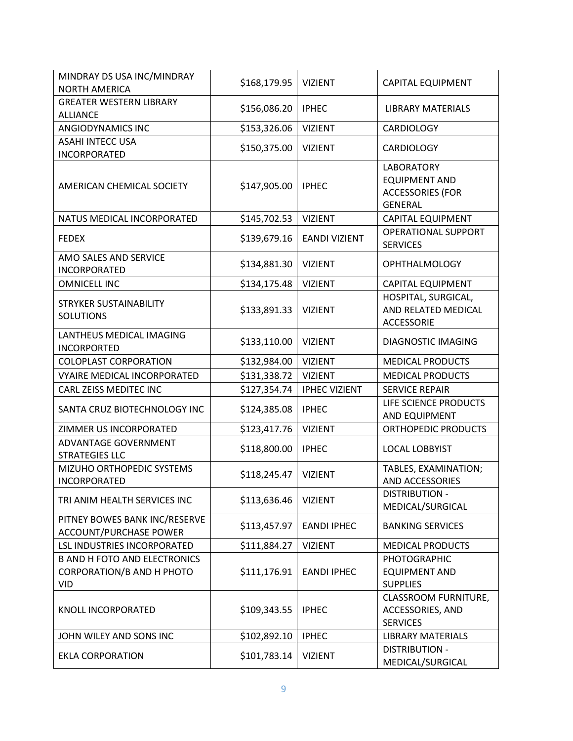| | | | |
|---|---|---|---|
| MINDRAY DS USA INC/MINDRAY NORTH AMERICA | $168,179.95 | VIZIENT | CAPITAL EQUIPMENT |
| GREATER WESTERN LIBRARY ALLIANCE | $156,086.20 | IPHEC | LIBRARY MATERIALS |
| ANGIODYNAMICS INC | $153,326.06 | VIZIENT | CARDIOLOGY |
| ASAHI INTECC USA INCORPORATED | $150,375.00 | VIZIENT | CARDIOLOGY |
| AMERICAN CHEMICAL SOCIETY | $147,905.00 | IPHEC | LABORATORY EQUIPMENT AND ACCESSORIES (FOR GENERAL |
| NATUS MEDICAL INCORPORATED | $145,702.53 | VIZIENT | CAPITAL EQUIPMENT |
| FEDEX | $139,679.16 | EANDI VIZIENT | OPERATIONAL SUPPORT SERVICES |
| AMO SALES AND SERVICE INCORPORATED | $134,881.30 | VIZIENT | OPHTHALMOLOGY |
| OMNICELL INC | $134,175.48 | VIZIENT | CAPITAL EQUIPMENT |
| STRYKER SUSTAINABILITY SOLUTIONS | $133,891.33 | VIZIENT | HOSPITAL, SURGICAL, AND RELATED MEDICAL ACCESSORIE |
| LANTHEUS MEDICAL IMAGING INCORPORTED | $133,110.00 | VIZIENT | DIAGNOSTIC IMAGING |
| COLOPLAST CORPORATION | $132,984.00 | VIZIENT | MEDICAL PRODUCTS |
| VYAIRE MEDICAL INCORPORATED | $131,338.72 | VIZIENT | MEDICAL PRODUCTS |
| CARL ZEISS MEDITEC INC | $127,354.74 | IPHEC VIZIENT | SERVICE REPAIR |
| SANTA CRUZ BIOTECHNOLOGY INC | $124,385.08 | IPHEC | LIFE SCIENCE PRODUCTS AND EQUIPMENT |
| ZIMMER US INCORPORATED | $123,417.76 | VIZIENT | ORTHOPEDIC PRODUCTS |
| ADVANTAGE GOVERNMENT STRATEGIES LLC | $118,800.00 | IPHEC | LOCAL LOBBYIST |
| MIZUHO ORTHOPEDIC SYSTEMS INCORPORATED | $118,245.47 | VIZIENT | TABLES, EXAMINATION; AND ACCESSORIES |
| TRI ANIM HEALTH SERVICES INC | $113,636.46 | VIZIENT | DISTRIBUTION - MEDICAL/SURGICAL |
| PITNEY BOWES BANK INC/RESERVE ACCOUNT/PURCHASE POWER | $113,457.97 | EANDI IPHEC | BANKING SERVICES |
| LSL INDUSTRIES INCORPORATED | $111,884.27 | VIZIENT | MEDICAL PRODUCTS |
| B AND H FOTO AND ELECTRONICS CORPORATION/B AND H PHOTO VID | $111,176.91 | EANDI IPHEC | PHOTOGRAPHIC EQUIPMENT AND SUPPLIES |
| KNOLL INCORPORATED | $109,343.55 | IPHEC | CLASSROOM FURNITURE, ACCESSORIES, AND SERVICES |
| JOHN WILEY AND SONS INC | $102,892.10 | IPHEC | LIBRARY MATERIALS |
| EKLA CORPORATION | $101,783.14 | VIZIENT | DISTRIBUTION - MEDICAL/SURGICAL |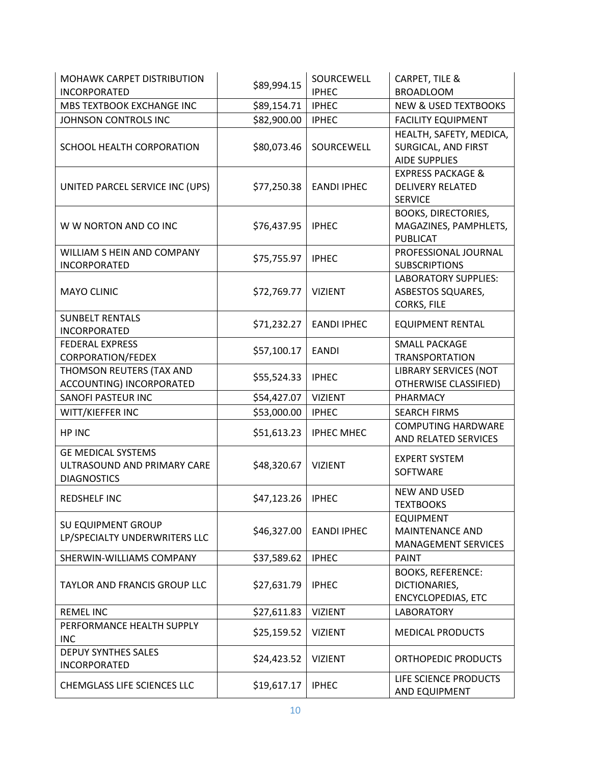| | | | |
|---|---|---|---|
| MOHAWK CARPET DISTRIBUTION INCORPORATED | $89,994.15 | SOURCEWELL IPHEC | CARPET, TILE & BROADLOOM |
| MBS TEXTBOOK EXCHANGE INC | $89,154.71 | IPHEC | NEW & USED TEXTBOOKS |
| JOHNSON CONTROLS INC | $82,900.00 | IPHEC | FACILITY EQUIPMENT |
| SCHOOL HEALTH CORPORATION | $80,073.46 | SOURCEWELL | HEALTH, SAFETY, MEDICA, SURGICAL, AND FIRST AIDE SUPPLIES |
| UNITED PARCEL SERVICE INC (UPS) | $77,250.38 | EANDI IPHEC | EXPRESS PACKAGE & DELIVERY RELATED SERVICE |
| W W NORTON AND CO INC | $76,437.95 | IPHEC | BOOKS, DIRECTORIES, MAGAZINES, PAMPHLETS, PUBLICAT |
| WILLIAM S HEIN AND COMPANY INCORPORATED | $75,755.97 | IPHEC | PROFESSIONAL JOURNAL SUBSCRIPTIONS |
| MAYO CLINIC | $72,769.77 | VIZIENT | LABORATORY SUPPLIES: ASBESTOS SQUARES, CORKS, FILE |
| SUNBELT RENTALS INCORPORATED | $71,232.27 | EANDI IPHEC | EQUIPMENT RENTAL |
| FEDERAL EXPRESS CORPORATION/FEDEX | $57,100.17 | EANDI | SMALL PACKAGE TRANSPORTATION |
| THOMSON REUTERS (TAX AND ACCOUNTING) INCORPORATED | $55,524.33 | IPHEC | LIBRARY SERVICES (NOT OTHERWISE CLASSIFIED) |
| SANOFI PASTEUR INC | $54,427.07 | VIZIENT | PHARMACY |
| WITT/KIEFFER INC | $53,000.00 | IPHEC | SEARCH FIRMS |
| HP INC | $51,613.23 | IPHEC MHEC | COMPUTING HARDWARE AND RELATED SERVICES |
| GE MEDICAL SYSTEMS ULTRASOUND AND PRIMARY CARE DIAGNOSTICS | $48,320.67 | VIZIENT | EXPERT SYSTEM SOFTWARE |
| REDSHELF INC | $47,123.26 | IPHEC | NEW AND USED TEXTBOOKS |
| SU EQUIPMENT GROUP LP/SPECIALTY UNDERWRITERS LLC | $46,327.00 | EANDI IPHEC | EQUIPMENT MAINTENANCE AND MANAGEMENT SERVICES |
| SHERWIN-WILLIAMS COMPANY | $37,589.62 | IPHEC | PAINT |
| TAYLOR AND FRANCIS GROUP LLC | $27,631.79 | IPHEC | BOOKS, REFERENCE: DICTIONARIES, ENCYCLOPEDIAS, ETC |
| REMEL INC | $27,611.83 | VIZIENT | LABORATORY |
| PERFORMANCE HEALTH SUPPLY INC | $25,159.52 | VIZIENT | MEDICAL PRODUCTS |
| DEPUY SYNTHES SALES INCORPORATED | $24,423.52 | VIZIENT | ORTHOPEDIC PRODUCTS |
| CHEMGLASS LIFE SCIENCES LLC | $19,617.17 | IPHEC | LIFE SCIENCE PRODUCTS AND EQUIPMENT |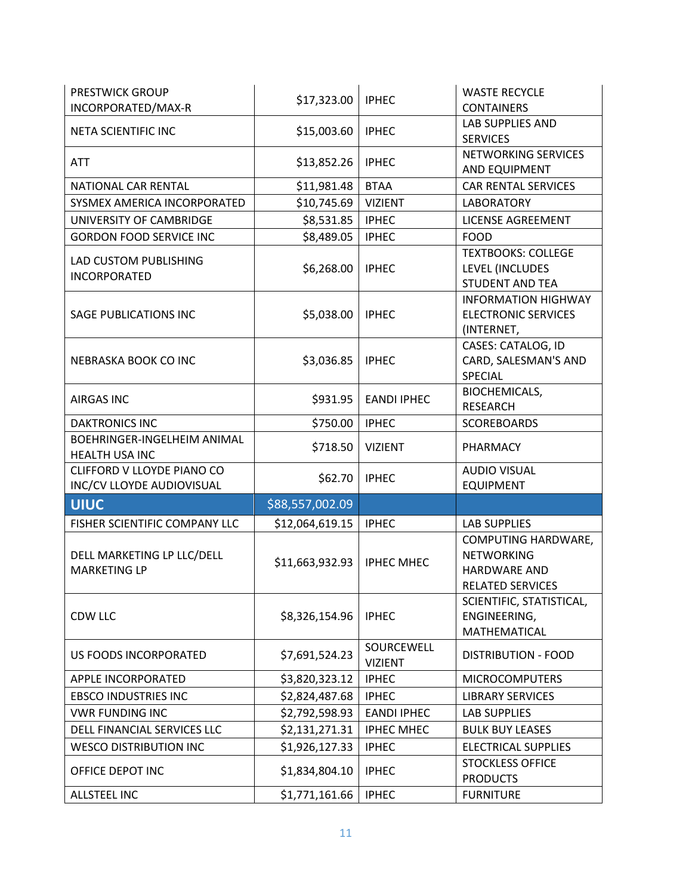| | | | |
|---|---|---|---|
| PRESTWICK GROUP INCORPORATED/MAX-R | $17,323.00 | IPHEC | WASTE RECYCLE CONTAINERS |
| NETA SCIENTIFIC INC | $15,003.60 | IPHEC | LAB SUPPLIES AND SERVICES |
| ATT | $13,852.26 | IPHEC | NETWORKING SERVICES AND EQUIPMENT |
| NATIONAL CAR RENTAL | $11,981.48 | BTAA | CAR RENTAL SERVICES |
| SYSMEX AMERICA INCORPORATED | $10,745.69 | VIZIENT | LABORATORY |
| UNIVERSITY OF CAMBRIDGE | $8,531.85 | IPHEC | LICENSE AGREEMENT |
| GORDON FOOD SERVICE INC | $8,489.05 | IPHEC | FOOD |
| LAD CUSTOM PUBLISHING INCORPORATED | $6,268.00 | IPHEC | TEXTBOOKS: COLLEGE LEVEL (INCLUDES STUDENT AND TEA |
| SAGE PUBLICATIONS INC | $5,038.00 | IPHEC | INFORMATION HIGHWAY ELECTRONIC SERVICES (INTERNET, |
| NEBRASKA BOOK CO INC | $3,036.85 | IPHEC | CASES: CATALOG, ID CARD, SALESMAN'S AND SPECIAL |
| AIRGAS INC | $931.95 | EANDI IPHEC | BIOCHEMICALS, RESEARCH |
| DAKTRONICS INC | $750.00 | IPHEC | SCOREBOARDS |
| BOEHRINGER-INGELHEIM ANIMAL HEALTH USA INC | $718.50 | VIZIENT | PHARMACY |
| CLIFFORD V LLOYDE PIANO CO INC/CV LLOYDE AUDIOVISUAL | $62.70 | IPHEC | AUDIO VISUAL EQUIPMENT |
| **UIUC** | **$88,557,002.09** | | |
| FISHER SCIENTIFIC COMPANY LLC | $12,064,619.15 | IPHEC | LAB SUPPLIES |
| DELL MARKETING LP LLC/DELL MARKETING LP | $11,663,932.93 | IPHEC MHEC | COMPUTING HARDWARE, NETWORKING HARDWARE AND RELATED SERVICES |
| CDW LLC | $8,326,154.96 | IPHEC | SCIENTIFIC, STATISTICAL, ENGINEERING, MATHEMATICAL |
| US FOODS INCORPORATED | $7,691,524.23 | SOURCEWELL VIZIENT | DISTRIBUTION - FOOD |
| APPLE INCORPORATED | $3,820,323.12 | IPHEC | MICROCOMPUTERS |
| EBSCO INDUSTRIES INC | $2,824,487.68 | IPHEC | LIBRARY SERVICES |
| VWR FUNDING INC | $2,792,598.93 | EANDI IPHEC | LAB SUPPLIES |
| DELL FINANCIAL SERVICES LLC | $2,131,271.31 | IPHEC MHEC | BULK BUY LEASES |
| WESCO DISTRIBUTION INC | $1,926,127.33 | IPHEC | ELECTRICAL SUPPLIES |
| OFFICE DEPOT INC | $1,834,804.10 | IPHEC | STOCKLESS OFFICE PRODUCTS |
| ALLSTEEL INC | $1,771,161.66 | IPHEC | FURNITURE |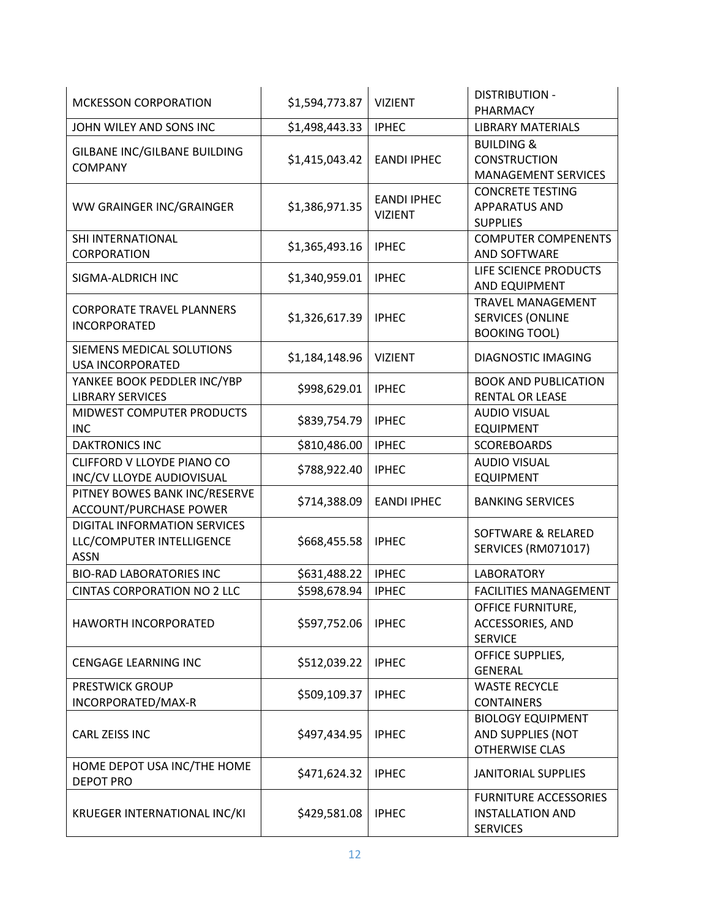| | | | |
|---|---|---|---|
| MCKESSON CORPORATION | $1,594,773.87 | VIZIENT | DISTRIBUTION - PHARMACY |
| JOHN WILEY AND SONS INC | $1,498,443.33 | IPHEC | LIBRARY MATERIALS |
| GILBANE INC/GILBANE BUILDING COMPANY | $1,415,043.42 | EANDI IPHEC | BUILDING & CONSTRUCTION MANAGEMENT SERVICES |
| WW GRAINGER INC/GRAINGER | $1,386,971.35 | EANDI IPHEC VIZIENT | CONCRETE TESTING APPARATUS AND SUPPLIES |
| SHI INTERNATIONAL CORPORATION | $1,365,493.16 | IPHEC | COMPUTER COMPENENTS AND SOFTWARE |
| SIGMA-ALDRICH INC | $1,340,959.01 | IPHEC | LIFE SCIENCE PRODUCTS AND EQUIPMENT |
| CORPORATE TRAVEL PLANNERS INCORPORATED | $1,326,617.39 | IPHEC | TRAVEL MANAGEMENT SERVICES (ONLINE BOOKING TOOL) |
| SIEMENS MEDICAL SOLUTIONS USA INCORPORATED | $1,184,148.96 | VIZIENT | DIAGNOSTIC IMAGING |
| YANKEE BOOK PEDDLER INC/YBP LIBRARY SERVICES | $998,629.01 | IPHEC | BOOK AND PUBLICATION RENTAL OR LEASE |
| MIDWEST COMPUTER PRODUCTS INC | $839,754.79 | IPHEC | AUDIO VISUAL EQUIPMENT |
| DAKTRONICS INC | $810,486.00 | IPHEC | SCOREBOARDS |
| CLIFFORD V LLOYDE PIANO CO INC/CV LLOYDE AUDIOVISUAL | $788,922.40 | IPHEC | AUDIO VISUAL EQUIPMENT |
| PITNEY BOWES BANK INC/RESERVE ACCOUNT/PURCHASE POWER | $714,388.09 | EANDI IPHEC | BANKING SERVICES |
| DIGITAL INFORMATION SERVICES LLC/COMPUTER INTELLIGENCE ASSN | $668,455.58 | IPHEC | SOFTWARE & RELARED SERVICES (RM071017) |
| BIO-RAD LABORATORIES INC | $631,488.22 | IPHEC | LABORATORY |
| CINTAS CORPORATION NO 2 LLC | $598,678.94 | IPHEC | FACILITIES MANAGEMENT |
| HAWORTH INCORPORATED | $597,752.06 | IPHEC | OFFICE FURNITURE, ACCESSORIES, AND SERVICE |
| CENGAGE LEARNING INC | $512,039.22 | IPHEC | OFFICE SUPPLIES, GENERAL |
| PRESTWICK GROUP INCORPORATED/MAX-R | $509,109.37 | IPHEC | WASTE RECYCLE CONTAINERS |
| CARL ZEISS INC | $497,434.95 | IPHEC | BIOLOGY EQUIPMENT AND SUPPLIES (NOT OTHERWISE CLAS |
| HOME DEPOT USA INC/THE HOME DEPOT PRO | $471,624.32 | IPHEC | JANITORIAL SUPPLIES |
| KRUEGER INTERNATIONAL INC/KI | $429,581.08 | IPHEC | FURNITURE ACCESSORIES INSTALLATION AND SERVICES |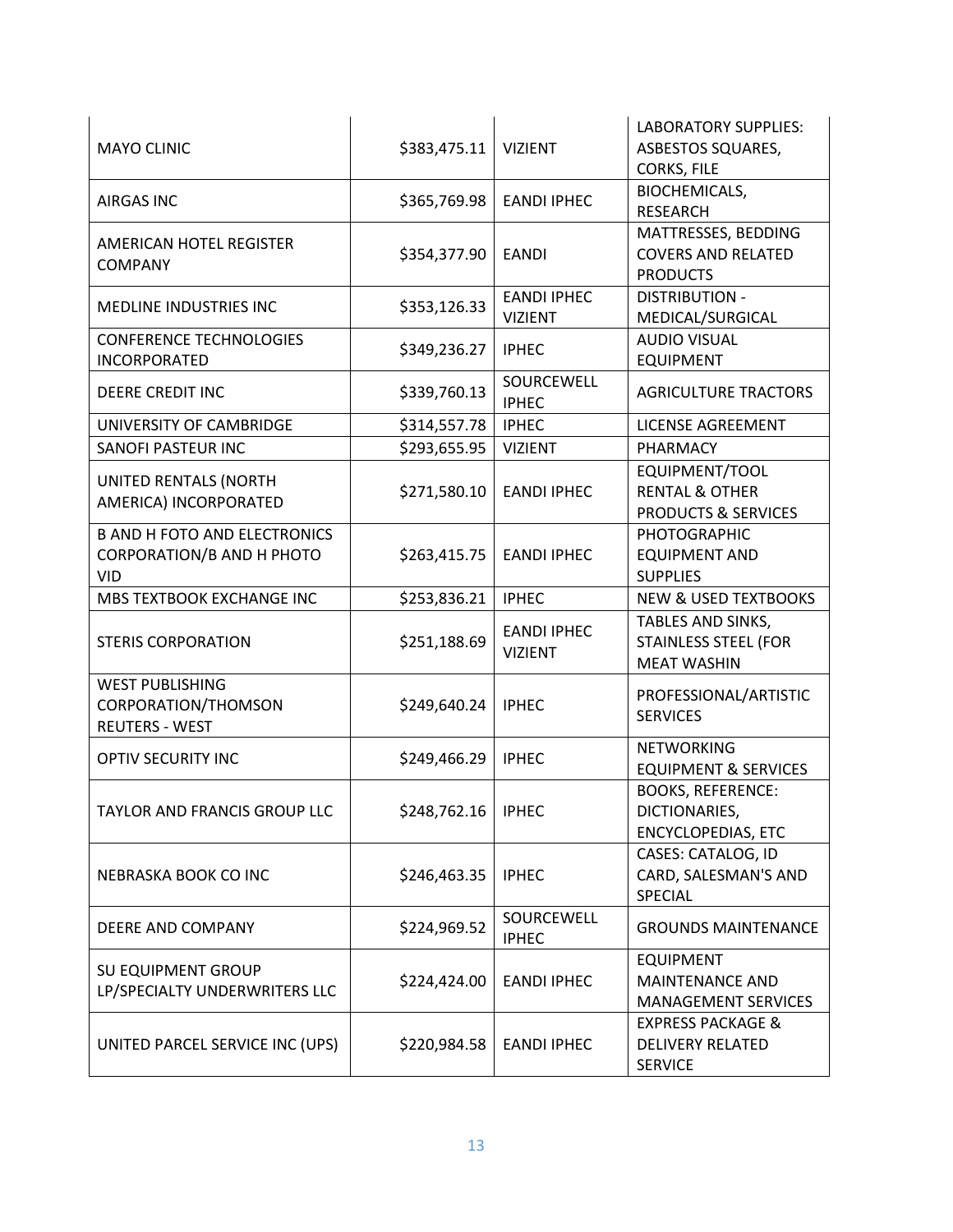| | | | |
|---|---|---|---|
| MAYO CLINIC | $383,475.11 | VIZIENT | LABORATORY SUPPLIES: ASBESTOS SQUARES, CORKS, FILE |
| AIRGAS INC | $365,769.98 | EANDI IPHEC | BIOCHEMICALS, RESEARCH |
| AMERICAN HOTEL REGISTER COMPANY | $354,377.90 | EANDI | MATTRESSES, BEDDING COVERS AND RELATED PRODUCTS |
| MEDLINE INDUSTRIES INC | $353,126.33 | EANDI IPHEC VIZIENT | DISTRIBUTION - MEDICAL/SURGICAL |
| CONFERENCE TECHNOLOGIES INCORPORATED | $349,236.27 | IPHEC | AUDIO VISUAL EQUIPMENT |
| DEERE CREDIT INC | $339,760.13 | SOURCEWELL IPHEC | AGRICULTURE TRACTORS |
| UNIVERSITY OF CAMBRIDGE | $314,557.78 | IPHEC | LICENSE AGREEMENT |
| SANOFI PASTEUR INC | $293,655.95 | VIZIENT | PHARMACY |
| UNITED RENTALS (NORTH AMERICA) INCORPORATED | $271,580.10 | EANDI IPHEC | EQUIPMENT/TOOL RENTAL & OTHER PRODUCTS & SERVICES |
| B AND H FOTO AND ELECTRONICS CORPORATION/B AND H PHOTO VID | $263,415.75 | EANDI IPHEC | PHOTOGRAPHIC EQUIPMENT AND SUPPLIES |
| MBS TEXTBOOK EXCHANGE INC | $253,836.21 | IPHEC | NEW & USED TEXTBOOKS |
| STERIS CORPORATION | $251,188.69 | EANDI IPHEC VIZIENT | TABLES AND SINKS, STAINLESS STEEL (FOR MEAT WASHIN |
| WEST PUBLISHING CORPORATION/THOMSON REUTERS - WEST | $249,640.24 | IPHEC | PROFESSIONAL/ARTISTIC SERVICES |
| OPTIV SECURITY INC | $249,466.29 | IPHEC | NETWORKING EQUIPMENT & SERVICES |
| TAYLOR AND FRANCIS GROUP LLC | $248,762.16 | IPHEC | BOOKS, REFERENCE: DICTIONARIES, ENCYCLOPEDIAS, ETC |
| NEBRASKA BOOK CO INC | $246,463.35 | IPHEC | CASES: CATALOG, ID CARD, SALESMAN'S AND SPECIAL |
| DEERE AND COMPANY | $224,969.52 | SOURCEWELL IPHEC | GROUNDS MAINTENANCE |
| SU EQUIPMENT GROUP LP/SPECIALTY UNDERWRITERS LLC | $224,424.00 | EANDI IPHEC | EQUIPMENT MAINTENANCE AND MANAGEMENT SERVICES |
| UNITED PARCEL SERVICE INC (UPS) | $220,984.58 | EANDI IPHEC | EXPRESS PACKAGE & DELIVERY RELATED SERVICE |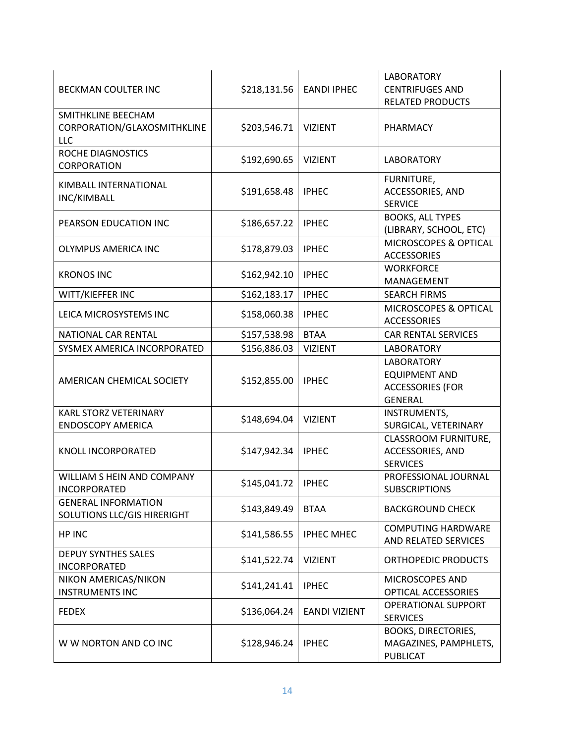| | | | |
|---|---|---|---|
| BECKMAN COULTER INC | $218,131.56 | EANDI IPHEC | LABORATORY CENTRIFUGES AND RELATED PRODUCTS |
| SMITHKLINE BEECHAM CORPORATION/GLAXOSMITHKLINE LLC | $203,546.71 | VIZIENT | PHARMACY |
| ROCHE DIAGNOSTICS CORPORATION | $192,690.65 | VIZIENT | LABORATORY |
| KIMBALL INTERNATIONAL INC/KIMBALL | $191,658.48 | IPHEC | FURNITURE, ACCESSORIES, AND SERVICE |
| PEARSON EDUCATION INC | $186,657.22 | IPHEC | BOOKS, ALL TYPES (LIBRARY, SCHOOL, ETC) |
| OLYMPUS AMERICA INC | $178,879.03 | IPHEC | MICROSCOPES & OPTICAL ACCESSORIES |
| KRONOS INC | $162,942.10 | IPHEC | WORKFORCE MANAGEMENT |
| WITT/KIEFFER INC | $162,183.17 | IPHEC | SEARCH FIRMS |
| LEICA MICROSYSTEMS INC | $158,060.38 | IPHEC | MICROSCOPES & OPTICAL ACCESSORIES |
| NATIONAL CAR RENTAL | $157,538.98 | BTAA | CAR RENTAL SERVICES |
| SYSMEX AMERICA INCORPORATED | $156,886.03 | VIZIENT | LABORATORY |
| AMERICAN CHEMICAL SOCIETY | $152,855.00 | IPHEC | LABORATORY EQUIPMENT AND ACCESSORIES (FOR GENERAL |
| KARL STORZ VETERINARY ENDOSCOPY AMERICA | $148,694.04 | VIZIENT | INSTRUMENTS, SURGICAL, VETERINARY |
| KNOLL INCORPORATED | $147,942.34 | IPHEC | CLASSROOM FURNITURE, ACCESSORIES, AND SERVICES |
| WILLIAM S HEIN AND COMPANY INCORPORATED | $145,041.72 | IPHEC | PROFESSIONAL JOURNAL SUBSCRIPTIONS |
| GENERAL INFORMATION SOLUTIONS LLC/GIS HIRERIGHT | $143,849.49 | BTAA | BACKGROUND CHECK |
| HP INC | $141,586.55 | IPHEC MHEC | COMPUTING HARDWARE AND RELATED SERVICES |
| DEPUY SYNTHES SALES INCORPORATED | $141,522.74 | VIZIENT | ORTHOPEDIC PRODUCTS |
| NIKON AMERICAS/NIKON INSTRUMENTS INC | $141,241.41 | IPHEC | MICROSCOPES AND OPTICAL ACCESSORIES |
| FEDEX | $136,064.24 | EANDI VIZIENT | OPERATIONAL SUPPORT SERVICES |
| W W NORTON AND CO INC | $128,946.24 | IPHEC | BOOKS, DIRECTORIES, MAGAZINES, PAMPHLETS, PUBLICAT |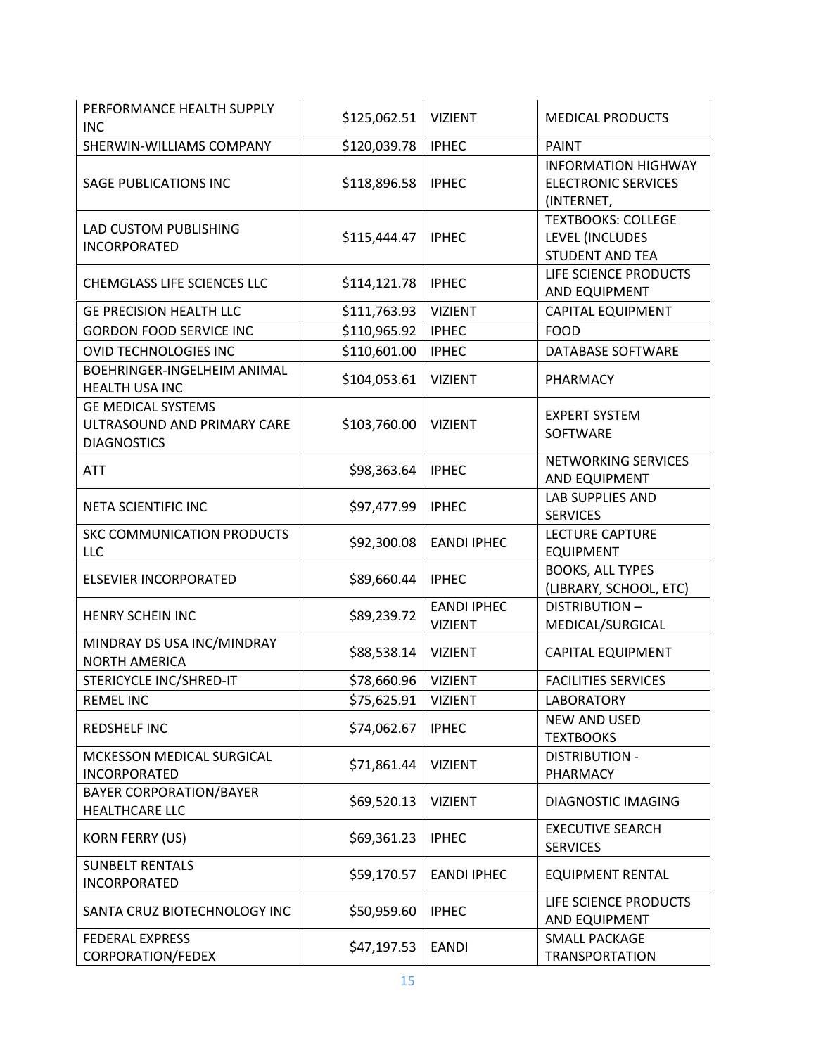| | | | |
|---|---|---|---|
| PERFORMANCE HEALTH SUPPLY INC | $125,062.51 | VIZIENT | MEDICAL PRODUCTS |
| SHERWIN-WILLIAMS COMPANY | $120,039.78 | IPHEC | PAINT |
| SAGE PUBLICATIONS INC | $118,896.58 | IPHEC | INFORMATION HIGHWAY ELECTRONIC SERVICES (INTERNET, |
| LAD CUSTOM PUBLISHING INCORPORATED | $115,444.47 | IPHEC | TEXTBOOKS: COLLEGE LEVEL (INCLUDES STUDENT AND TEA |
| CHEMGLASS LIFE SCIENCES LLC | $114,121.78 | IPHEC | LIFE SCIENCE PRODUCTS AND EQUIPMENT |
| GE PRECISION HEALTH LLC | $111,763.93 | VIZIENT | CAPITAL EQUIPMENT |
| GORDON FOOD SERVICE INC | $110,965.92 | IPHEC | FOOD |
| OVID TECHNOLOGIES INC | $110,601.00 | IPHEC | DATABASE SOFTWARE |
| BOEHRINGER-INGELHEIM ANIMAL HEALTH USA INC | $104,053.61 | VIZIENT | PHARMACY |
| GE MEDICAL SYSTEMS ULTRASOUND AND PRIMARY CARE DIAGNOSTICS | $103,760.00 | VIZIENT | EXPERT SYSTEM SOFTWARE |
| ATT | $98,363.64 | IPHEC | NETWORKING SERVICES AND EQUIPMENT |
| NETA SCIENTIFIC INC | $97,477.99 | IPHEC | LAB SUPPLIES AND SERVICES |
| SKC COMMUNICATION PRODUCTS LLC | $92,300.08 | EANDI IPHEC | LECTURE CAPTURE EQUIPMENT |
| ELSEVIER INCORPORATED | $89,660.44 | IPHEC | BOOKS, ALL TYPES (LIBRARY, SCHOOL, ETC) |
| HENRY SCHEIN INC | $89,239.72 | EANDI IPHEC VIZIENT | DISTRIBUTION – MEDICAL/SURGICAL |
| MINDRAY DS USA INC/MINDRAY NORTH AMERICA | $88,538.14 | VIZIENT | CAPITAL EQUIPMENT |
| STERICYCLE INC/SHRED-IT | $78,660.96 | VIZIENT | FACILITIES SERVICES |
| REMEL INC | $75,625.91 | VIZIENT | LABORATORY |
| REDSHELF INC | $74,062.67 | IPHEC | NEW AND USED TEXTBOOKS |
| MCKESSON MEDICAL SURGICAL INCORPORATED | $71,861.44 | VIZIENT | DISTRIBUTION - PHARMACY |
| BAYER CORPORATION/BAYER HEALTHCARE LLC | $69,520.13 | VIZIENT | DIAGNOSTIC IMAGING |
| KORN FERRY (US) | $69,361.23 | IPHEC | EXECUTIVE SEARCH SERVICES |
| SUNBELT RENTALS INCORPORATED | $59,170.57 | EANDI IPHEC | EQUIPMENT RENTAL |
| SANTA CRUZ BIOTECHNOLOGY INC | $50,959.60 | IPHEC | LIFE SCIENCE PRODUCTS AND EQUIPMENT |
| FEDERAL EXPRESS CORPORATION/FEDEX | $47,197.53 | EANDI | SMALL PACKAGE TRANSPORTATION |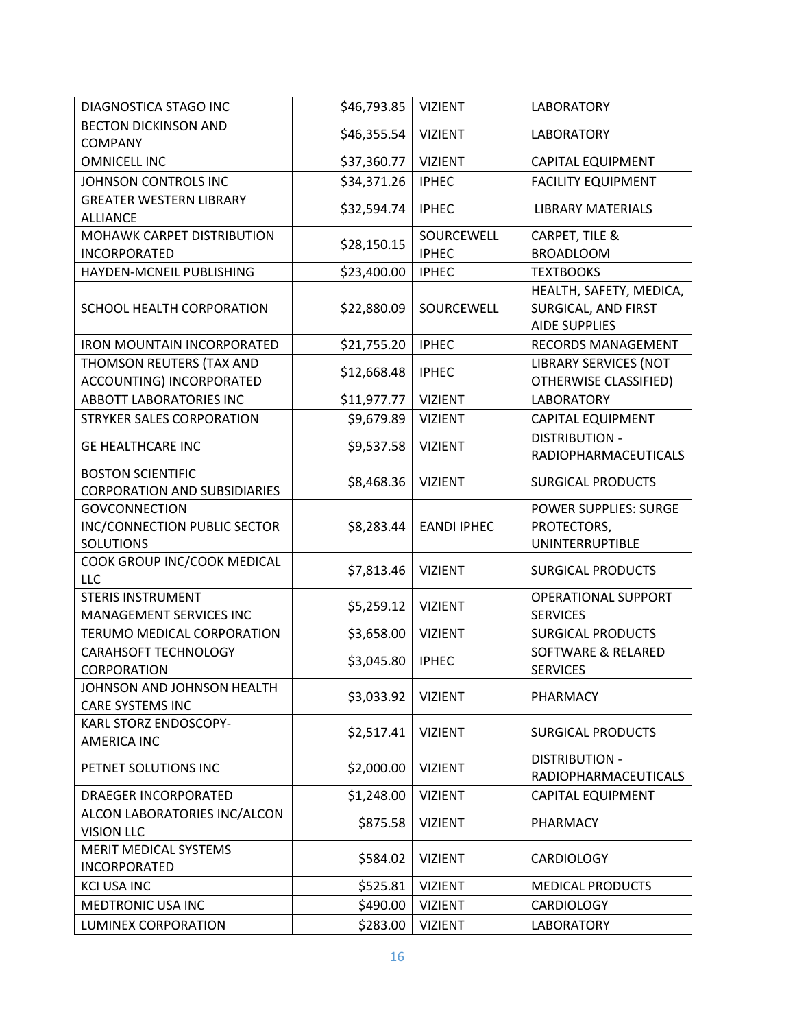| | | | |
|---|---|---|---|
| DIAGNOSTICA STAGO INC | $46,793.85 | VIZIENT | LABORATORY |
| BECTON DICKINSON AND COMPANY | $46,355.54 | VIZIENT | LABORATORY |
| OMNICELL INC | $37,360.77 | VIZIENT | CAPITAL EQUIPMENT |
| JOHNSON CONTROLS INC | $34,371.26 | IPHEC | FACILITY EQUIPMENT |
| GREATER WESTERN LIBRARY ALLIANCE | $32,594.74 | IPHEC | LIBRARY MATERIALS |
| MOHAWK CARPET DISTRIBUTION INCORPORATED | $28,150.15 | SOURCEWELL IPHEC | CARPET, TILE & BROADLOOM |
| HAYDEN-MCNEIL PUBLISHING | $23,400.00 | IPHEC | TEXTBOOKS |
| SCHOOL HEALTH CORPORATION | $22,880.09 | SOURCEWELL | HEALTH, SAFETY, MEDICA, SURGICAL, AND FIRST AIDE SUPPLIES |
| IRON MOUNTAIN INCORPORATED | $21,755.20 | IPHEC | RECORDS MANAGEMENT |
| THOMSON REUTERS (TAX AND ACCOUNTING) INCORPORATED | $12,668.48 | IPHEC | LIBRARY SERVICES (NOT OTHERWISE CLASSIFIED) |
| ABBOTT LABORATORIES INC | $11,977.77 | VIZIENT | LABORATORY |
| STRYKER SALES CORPORATION | $9,679.89 | VIZIENT | CAPITAL EQUIPMENT |
| GE HEALTHCARE INC | $9,537.58 | VIZIENT | DISTRIBUTION - RADIOPHARMACEUTICALS |
| BOSTON SCIENTIFIC CORPORATION AND SUBSIDIARIES | $8,468.36 | VIZIENT | SURGICAL PRODUCTS |
| GOVCONNECTION INC/CONNECTION PUBLIC SECTOR SOLUTIONS | $8,283.44 | EANDI IPHEC | POWER SUPPLIES: SURGE PROTECTORS, UNINTERRUPTIBLE |
| COOK GROUP INC/COOK MEDICAL LLC | $7,813.46 | VIZIENT | SURGICAL PRODUCTS |
| STERIS INSTRUMENT MANAGEMENT SERVICES INC | $5,259.12 | VIZIENT | OPERATIONAL SUPPORT SERVICES |
| TERUMO MEDICAL CORPORATION | $3,658.00 | VIZIENT | SURGICAL PRODUCTS |
| CARAHSOFT TECHNOLOGY CORPORATION | $3,045.80 | IPHEC | SOFTWARE & RELARED SERVICES |
| JOHNSON AND JOHNSON HEALTH CARE SYSTEMS INC | $3,033.92 | VIZIENT | PHARMACY |
| KARL STORZ ENDOSCOPY-AMERICA INC | $2,517.41 | VIZIENT | SURGICAL PRODUCTS |
| PETNET SOLUTIONS INC | $2,000.00 | VIZIENT | DISTRIBUTION - RADIOPHARMACEUTICALS |
| DRAEGER INCORPORATED | $1,248.00 | VIZIENT | CAPITAL EQUIPMENT |
| ALCON LABORATORIES INC/ALCON VISION LLC | $875.58 | VIZIENT | PHARMACY |
| MERIT MEDICAL SYSTEMS INCORPORATED | $584.02 | VIZIENT | CARDIOLOGY |
| KCI USA INC | $525.81 | VIZIENT | MEDICAL PRODUCTS |
| MEDTRONIC USA INC | $490.00 | VIZIENT | CARDIOLOGY |
| LUMINEX CORPORATION | $283.00 | VIZIENT | LABORATORY |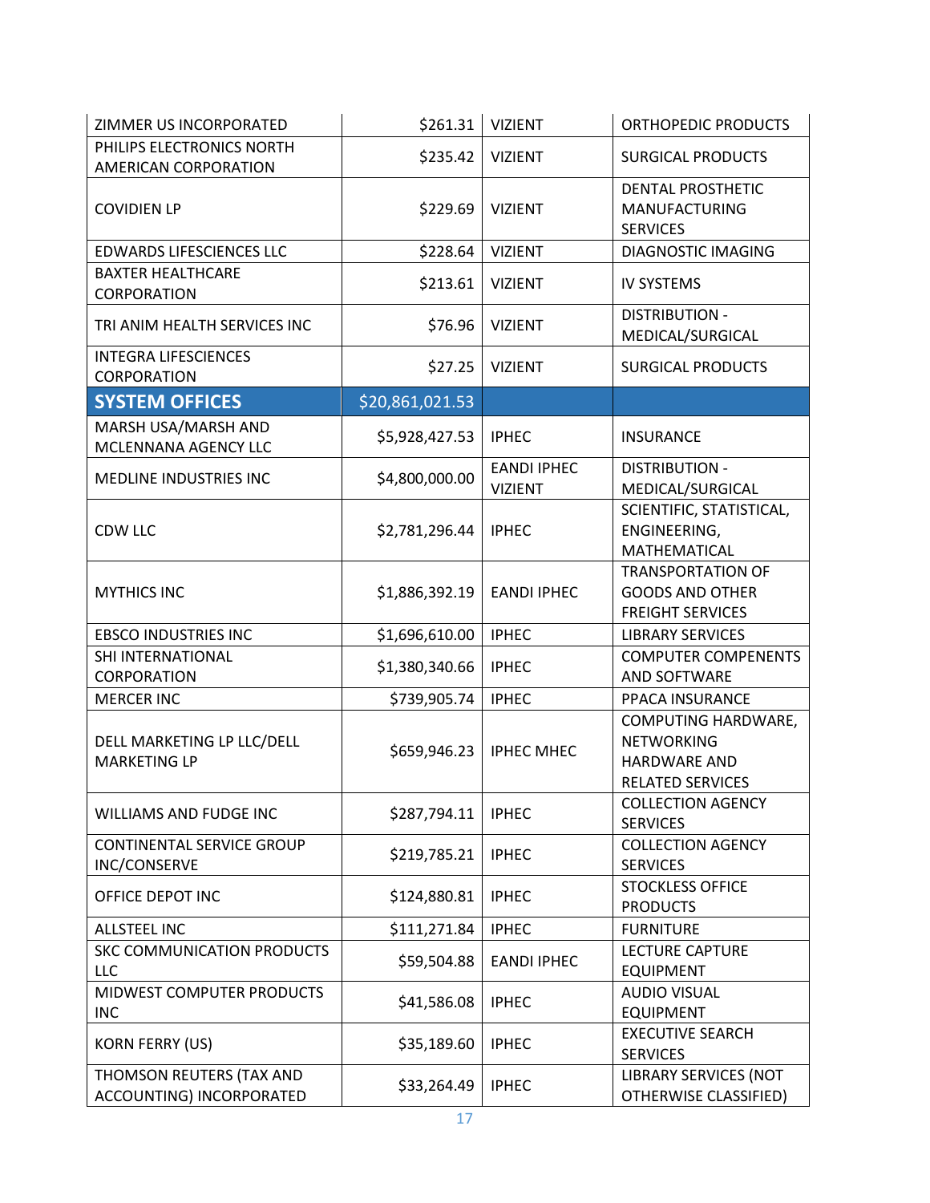| | | | |
|---|---|---|---|
| ZIMMER US INCORPORATED | $261.31 | VIZIENT | ORTHOPEDIC PRODUCTS |
| PHILIPS ELECTRONICS NORTH AMERICAN CORPORATION | $235.42 | VIZIENT | SURGICAL PRODUCTS |
| COVIDIEN LP | $229.69 | VIZIENT | DENTAL PROSTHETIC MANUFACTURING SERVICES |
| EDWARDS LIFESCIENCES LLC | $228.64 | VIZIENT | DIAGNOSTIC IMAGING |
| BAXTER HEALTHCARE CORPORATION | $213.61 | VIZIENT | IV SYSTEMS |
| TRI ANIM HEALTH SERVICES INC | $76.96 | VIZIENT | DISTRIBUTION - MEDICAL/SURGICAL |
| INTEGRA LIFESCIENCES CORPORATION | $27.25 | VIZIENT | SURGICAL PRODUCTS |
| **SYSTEM OFFICES** | $20,861,021.53 | | |
| MARSH USA/MARSH AND MCLENNANA AGENCY LLC | $5,928,427.53 | IPHEC | INSURANCE |
| MEDLINE INDUSTRIES INC | $4,800,000.00 | EANDI IPHEC VIZIENT | DISTRIBUTION - MEDICAL/SURGICAL |
| CDW LLC | $2,781,296.44 | IPHEC | SCIENTIFIC, STATISTICAL, ENGINEERING, MATHEMATICAL |
| MYTHICS INC | $1,886,392.19 | EANDI IPHEC | TRANSPORTATION OF GOODS AND OTHER FREIGHT SERVICES |
| EBSCO INDUSTRIES INC | $1,696,610.00 | IPHEC | LIBRARY SERVICES |
| SHI INTERNATIONAL CORPORATION | $1,380,340.66 | IPHEC | COMPUTER COMPENENTS AND SOFTWARE |
| MERCER INC | $739,905.74 | IPHEC | PPACA INSURANCE |
| DELL MARKETING LP LLC/DELL MARKETING LP | $659,946.23 | IPHEC MHEC | COMPUTING HARDWARE, NETWORKING HARDWARE AND RELATED SERVICES |
| WILLIAMS AND FUDGE INC | $287,794.11 | IPHEC | COLLECTION AGENCY SERVICES |
| CONTINENTAL SERVICE GROUP INC/CONSERVE | $219,785.21 | IPHEC | COLLECTION AGENCY SERVICES |
| OFFICE DEPOT INC | $124,880.81 | IPHEC | STOCKLESS OFFICE PRODUCTS |
| ALLSTEEL INC | $111,271.84 | IPHEC | FURNITURE |
| SKC COMMUNICATION PRODUCTS LLC | $59,504.88 | EANDI IPHEC | LECTURE CAPTURE EQUIPMENT |
| MIDWEST COMPUTER PRODUCTS INC | $41,586.08 | IPHEC | AUDIO VISUAL EQUIPMENT |
| KORN FERRY (US) | $35,189.60 | IPHEC | EXECUTIVE SEARCH SERVICES |
| THOMSON REUTERS (TAX AND ACCOUNTING) INCORPORATED | $33,264.49 | IPHEC | LIBRARY SERVICES (NOT OTHERWISE CLASSIFIED) |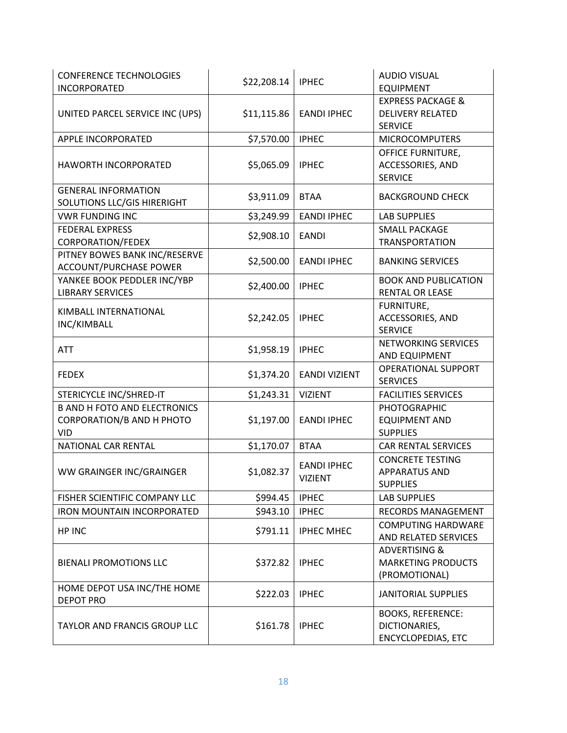| | | | |
|---|---|---|---|
| CONFERENCE TECHNOLOGIES INCORPORATED | $22,208.14 | IPHEC | AUDIO VISUAL EQUIPMENT |
| UNITED PARCEL SERVICE INC (UPS) | $11,115.86 | EANDI IPHEC | EXPRESS PACKAGE & DELIVERY RELATED SERVICE |
| APPLE INCORPORATED | $7,570.00 | IPHEC | MICROCOMPUTERS |
| HAWORTH INCORPORATED | $5,065.09 | IPHEC | OFFICE FURNITURE, ACCESSORIES, AND SERVICE |
| GENERAL INFORMATION SOLUTIONS LLC/GIS HIRERIGHT | $3,911.09 | BTAA | BACKGROUND CHECK |
| VWR FUNDING INC | $3,249.99 | EANDI IPHEC | LAB SUPPLIES |
| FEDERAL EXPRESS CORPORATION/FEDEX | $2,908.10 | EANDI | SMALL PACKAGE TRANSPORTATION |
| PITNEY BOWES BANK INC/RESERVE ACCOUNT/PURCHASE POWER | $2,500.00 | EANDI IPHEC | BANKING SERVICES |
| YANKEE BOOK PEDDLER INC/YBP LIBRARY SERVICES | $2,400.00 | IPHEC | BOOK AND PUBLICATION RENTAL OR LEASE |
| KIMBALL INTERNATIONAL INC/KIMBALL | $2,242.05 | IPHEC | FURNITURE, ACCESSORIES, AND SERVICE |
| ATT | $1,958.19 | IPHEC | NETWORKING SERVICES AND EQUIPMENT |
| FEDEX | $1,374.20 | EANDI VIZIENT | OPERATIONAL SUPPORT SERVICES |
| STERICYCLE INC/SHRED-IT | $1,243.31 | VIZIENT | FACILITIES SERVICES |
| B AND H FOTO AND ELECTRONICS CORPORATION/B AND H PHOTO VID | $1,197.00 | EANDI IPHEC | PHOTOGRAPHIC EQUIPMENT AND SUPPLIES |
| NATIONAL CAR RENTAL | $1,170.07 | BTAA | CAR RENTAL SERVICES |
| WW GRAINGER INC/GRAINGER | $1,082.37 | EANDI IPHEC VIZIENT | CONCRETE TESTING APPARATUS AND SUPPLIES |
| FISHER SCIENTIFIC COMPANY LLC | $994.45 | IPHEC | LAB SUPPLIES |
| IRON MOUNTAIN INCORPORATED | $943.10 | IPHEC | RECORDS MANAGEMENT |
| HP INC | $791.11 | IPHEC MHEC | COMPUTING HARDWARE AND RELATED SERVICES |
| BIENALI PROMOTIONS LLC | $372.82 | IPHEC | ADVERTISING & MARKETING PRODUCTS (PROMOTIONAL) |
| HOME DEPOT USA INC/THE HOME DEPOT PRO | $222.03 | IPHEC | JANITORIAL SUPPLIES |
| TAYLOR AND FRANCIS GROUP LLC | $161.78 | IPHEC | BOOKS, REFERENCE: DICTIONARIES, ENCYCLOPEDIAS, ETC |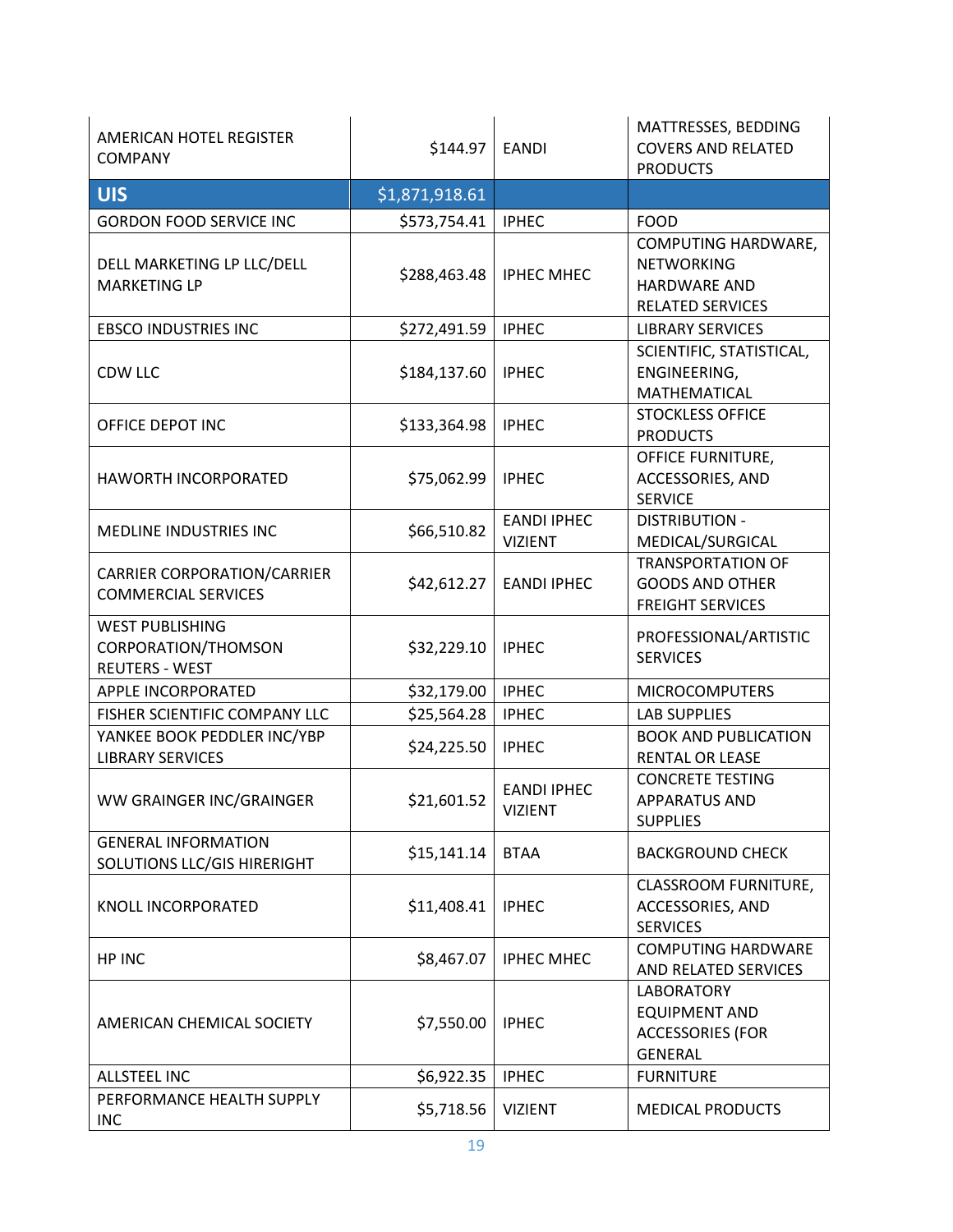| | | | |
|---|---|---|---|
| AMERICAN HOTEL REGISTER COMPANY | $144.97 | EANDI | MATTRESSES, BEDDING COVERS AND RELATED PRODUCTS |
| **UIS** | $1,871,918.61 | | |
| GORDON FOOD SERVICE INC | $573,754.41 | IPHEC | FOOD |
| DELL MARKETING LP LLC/DELL MARKETING LP | $288,463.48 | IPHEC MHEC | COMPUTING HARDWARE, NETWORKING HARDWARE AND RELATED SERVICES |
| EBSCO INDUSTRIES INC | $272,491.59 | IPHEC | LIBRARY SERVICES |
| CDW LLC | $184,137.60 | IPHEC | SCIENTIFIC, STATISTICAL, ENGINEERING, MATHEMATICAL |
| OFFICE DEPOT INC | $133,364.98 | IPHEC | STOCKLESS OFFICE PRODUCTS |
| HAWORTH INCORPORATED | $75,062.99 | IPHEC | OFFICE FURNITURE, ACCESSORIES, AND SERVICE |
| MEDLINE INDUSTRIES INC | $66,510.82 | EANDI IPHEC VIZIENT | DISTRIBUTION - MEDICAL/SURGICAL |
| CARRIER CORPORATION/CARRIER COMMERCIAL SERVICES | $42,612.27 | EANDI IPHEC | TRANSPORTATION OF GOODS AND OTHER FREIGHT SERVICES |
| WEST PUBLISHING CORPORATION/THOMSON REUTERS - WEST | $32,229.10 | IPHEC | PROFESSIONAL/ARTISTIC SERVICES |
| APPLE INCORPORATED | $32,179.00 | IPHEC | MICROCOMPUTERS |
| FISHER SCIENTIFIC COMPANY LLC | $25,564.28 | IPHEC | LAB SUPPLIES |
| YANKEE BOOK PEDDLER INC/YBP LIBRARY SERVICES | $24,225.50 | IPHEC | BOOK AND PUBLICATION RENTAL OR LEASE |
| WW GRAINGER INC/GRAINGER | $21,601.52 | EANDI IPHEC VIZIENT | CONCRETE TESTING APPARATUS AND SUPPLIES |
| GENERAL INFORMATION SOLUTIONS LLC/GIS HIRERIGHT | $15,141.14 | BTAA | BACKGROUND CHECK |
| KNOLL INCORPORATED | $11,408.41 | IPHEC | CLASSROOM FURNITURE, ACCESSORIES, AND SERVICES |
| HP INC | $8,467.07 | IPHEC MHEC | COMPUTING HARDWARE AND RELATED SERVICES |
| AMERICAN CHEMICAL SOCIETY | $7,550.00 | IPHEC | LABORATORY EQUIPMENT AND ACCESSORIES (FOR GENERAL |
| ALLSTEEL INC | $6,922.35 | IPHEC | FURNITURE |
| PERFORMANCE HEALTH SUPPLY INC | $5,718.56 | VIZIENT | MEDICAL PRODUCTS |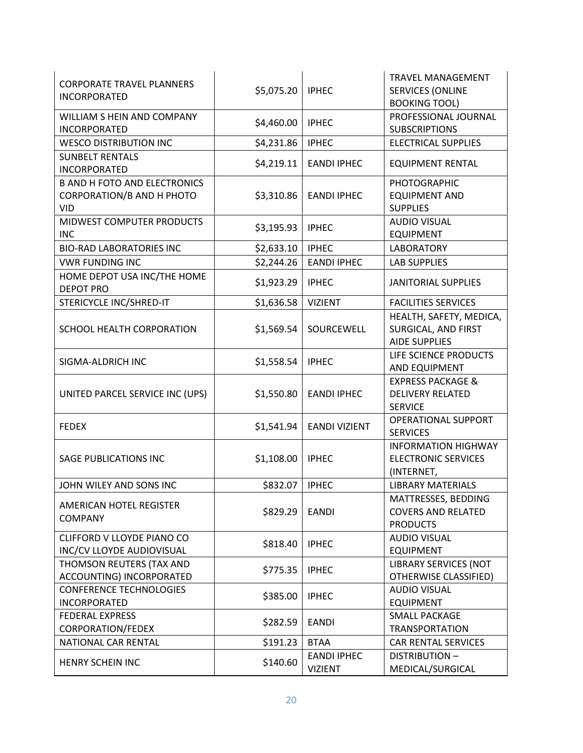| | | | |
|---|---|---|---|
| CORPORATE TRAVEL PLANNERS INCORPORATED | $5,075.20 | IPHEC | TRAVEL MANAGEMENT SERVICES (ONLINE BOOKING TOOL) |
| WILLIAM S HEIN AND COMPANY INCORPORATED | $4,460.00 | IPHEC | PROFESSIONAL JOURNAL SUBSCRIPTIONS |
| WESCO DISTRIBUTION INC | $4,231.86 | IPHEC | ELECTRICAL SUPPLIES |
| SUNBELT RENTALS INCORPORATED | $4,219.11 | EANDI IPHEC | EQUIPMENT RENTAL |
| B AND H FOTO AND ELECTRONICS CORPORATION/B AND H PHOTO VID | $3,310.86 | EANDI IPHEC | PHOTOGRAPHIC EQUIPMENT AND SUPPLIES |
| MIDWEST COMPUTER PRODUCTS INC | $3,195.93 | IPHEC | AUDIO VISUAL EQUIPMENT |
| BIO-RAD LABORATORIES INC | $2,633.10 | IPHEC | LABORATORY |
| VWR FUNDING INC | $2,244.26 | EANDI IPHEC | LAB SUPPLIES |
| HOME DEPOT USA INC/THE HOME DEPOT PRO | $1,923.29 | IPHEC | JANITORIAL SUPPLIES |
| STERICYCLE INC/SHRED-IT | $1,636.58 | VIZIENT | FACILITIES SERVICES |
| SCHOOL HEALTH CORPORATION | $1,569.54 | SOURCEWELL | HEALTH, SAFETY, MEDICA, SURGICAL, AND FIRST AIDE SUPPLIES |
| SIGMA-ALDRICH INC | $1,558.54 | IPHEC | LIFE SCIENCE PRODUCTS AND EQUIPMENT |
| UNITED PARCEL SERVICE INC (UPS) | $1,550.80 | EANDI IPHEC | EXPRESS PACKAGE & DELIVERY RELATED SERVICE |
| FEDEX | $1,541.94 | EANDI VIZIENT | OPERATIONAL SUPPORT SERVICES |
| SAGE PUBLICATIONS INC | $1,108.00 | IPHEC | INFORMATION HIGHWAY ELECTRONIC SERVICES (INTERNET, |
| JOHN WILEY AND SONS INC | $832.07 | IPHEC | LIBRARY MATERIALS |
| AMERICAN HOTEL REGISTER COMPANY | $829.29 | EANDI | MATTRESSES, BEDDING COVERS AND RELATED PRODUCTS |
| CLIFFORD V LLOYDE PIANO CO INC/CV LLOYDE AUDIOVISUAL | $818.40 | IPHEC | AUDIO VISUAL EQUIPMENT |
| THOMSON REUTERS (TAX AND ACCOUNTING) INCORPORATED | $775.35 | IPHEC | LIBRARY SERVICES (NOT OTHERWISE CLASSIFIED) |
| CONFERENCE TECHNOLOGIES INCORPORATED | $385.00 | IPHEC | AUDIO VISUAL EQUIPMENT |
| FEDERAL EXPRESS CORPORATION/FEDEX | $282.59 | EANDI | SMALL PACKAGE TRANSPORTATION |
| NATIONAL CAR RENTAL | $191.23 | BTAA | CAR RENTAL SERVICES |
| HENRY SCHEIN INC | $140.60 | EANDI IPHEC VIZIENT | DISTRIBUTION – MEDICAL/SURGICAL |